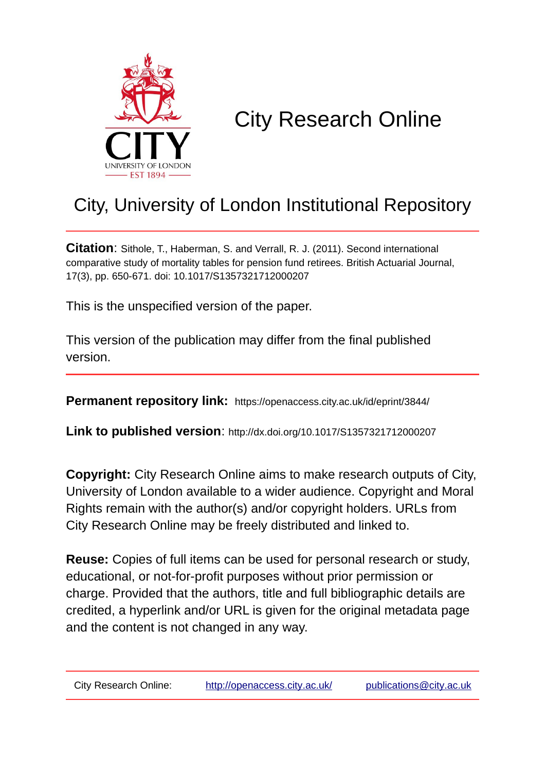CITY
UNIVERSITY OF LONDON
EST 1894

# City Research Online

## City, University of London Institutional Repository

**Citation**: Sithole, T., Haberman, S. and Verrall, R. J. (2011). Second international comparative study of mortality tables for pension fund retirees. British Actuarial Journal, 17(3), pp. 650-671. doi: 10.1017/S1357321712000207

This is the unspecified version of the paper.

This version of the publication may differ from the final published version.

**Permanent repository link:** https://openaccess.city.ac.uk/id/eprint/3844/

**Link to published version**: http://dx.doi.org/10.1017/S1357321712000207

**Copyright:** City Research Online aims to make research outputs of City, University of London available to a wider audience. Copyright and Moral Rights remain with the author(s) and/or copyright holders. URLs from City Research Online may be freely distributed and linked to.

**Reuse:** Copies of full items can be used for personal research or study, educational, or not-for-profit purposes without prior permission or charge. Provided that the authors, title and full bibliographic details are credited, a hyperlink and/or URL is given for the original metadata page and the content is not changed in any way.

City Research Online: http://openaccess.city.ac.uk/ publications@city.ac.uk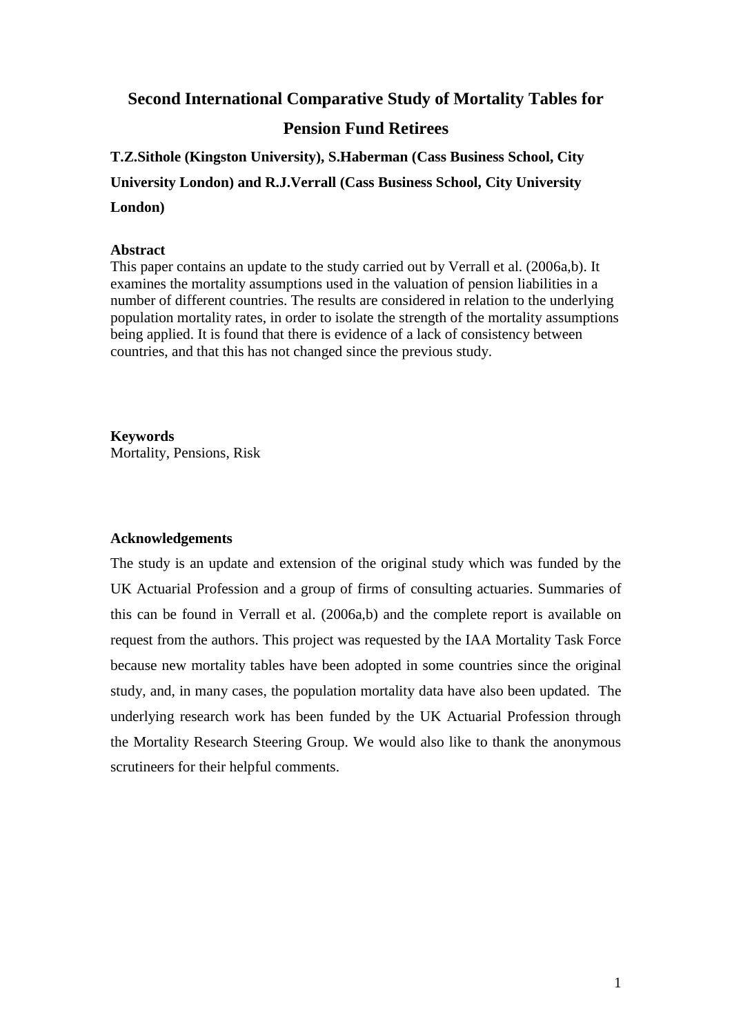# Second International Comparative Study of Mortality Tables for Pension Fund Retirees

**T.Z.Sithole (Kingston University), S.Haberman (Cass Business School, City University London) and R.J.Verrall (Cass Business School, City University London)**

**Abstract**

This paper contains an update to the study carried out by Verrall et al. (2006a,b). It examines the mortality assumptions used in the valuation of pension liabilities in a number of different countries. The results are considered in relation to the underlying population mortality rates, in order to isolate the strength of the mortality assumptions being applied. It is found that there is evidence of a lack of consistency between countries, and that this has not changed since the previous study.

**Keywords**

Mortality, Pensions, Risk

**Acknowledgements**

The study is an update and extension of the original study which was funded by the UK Actuarial Profession and a group of firms of consulting actuaries. Summaries of this can be found in Verrall et al. (2006a,b) and the complete report is available on request from the authors. This project was requested by the IAA Mortality Task Force because new mortality tables have been adopted in some countries since the original study, and, in many cases, the population mortality data have also been updated. The underlying research work has been funded by the UK Actuarial Profession through the Mortality Research Steering Group. We would also like to thank the anonymous scrutineers for their helpful comments.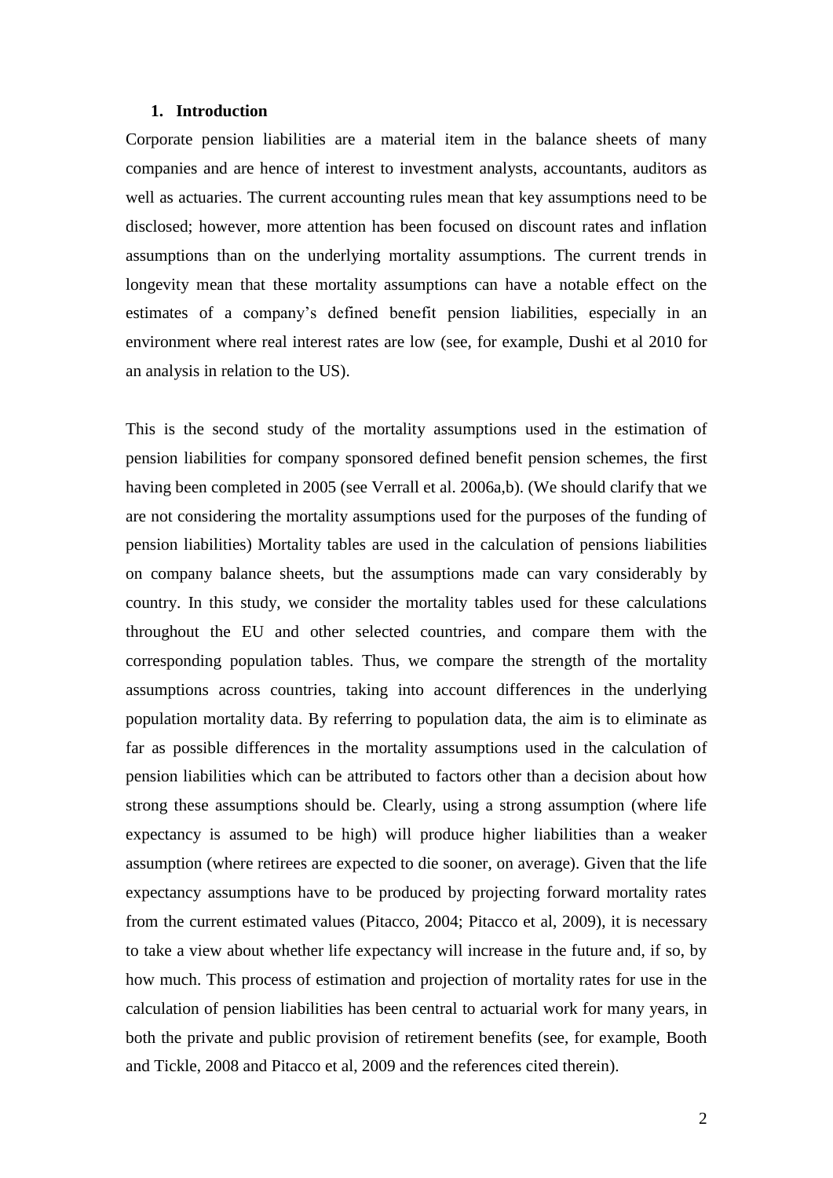## 1. Introduction

Corporate pension liabilities are a material item in the balance sheets of many companies and are hence of interest to investment analysts, accountants, auditors as well as actuaries. The current accounting rules mean that key assumptions need to be disclosed; however, more attention has been focused on discount rates and inflation assumptions than on the underlying mortality assumptions. The current trends in longevity mean that these mortality assumptions can have a notable effect on the estimates of a company's defined benefit pension liabilities, especially in an environment where real interest rates are low (see, for example, Dushi et al 2010 for an analysis in relation to the US).

This is the second study of the mortality assumptions used in the estimation of pension liabilities for company sponsored defined benefit pension schemes, the first having been completed in 2005 (see Verrall et al. 2006a,b). (We should clarify that we are not considering the mortality assumptions used for the purposes of the funding of pension liabilities) Mortality tables are used in the calculation of pensions liabilities on company balance sheets, but the assumptions made can vary considerably by country. In this study, we consider the mortality tables used for these calculations throughout the EU and other selected countries, and compare them with the corresponding population tables. Thus, we compare the strength of the mortality assumptions across countries, taking into account differences in the underlying population mortality data. By referring to population data, the aim is to eliminate as far as possible differences in the mortality assumptions used in the calculation of pension liabilities which can be attributed to factors other than a decision about how strong these assumptions should be. Clearly, using a strong assumption (where life expectancy is assumed to be high) will produce higher liabilities than a weaker assumption (where retirees are expected to die sooner, on average). Given that the life expectancy assumptions have to be produced by projecting forward mortality rates from the current estimated values (Pitacco, 2004; Pitacco et al, 2009), it is necessary to take a view about whether life expectancy will increase in the future and, if so, by how much. This process of estimation and projection of mortality rates for use in the calculation of pension liabilities has been central to actuarial work for many years, in both the private and public provision of retirement benefits (see, for example, Booth and Tickle, 2008 and Pitacco et al, 2009 and the references cited therein).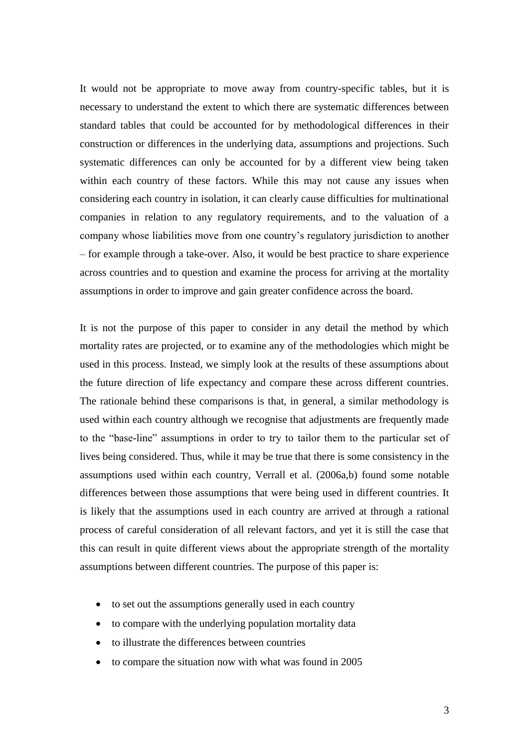It would not be appropriate to move away from country-specific tables, but it is necessary to understand the extent to which there are systematic differences between standard tables that could be accounted for by methodological differences in their construction or differences in the underlying data, assumptions and projections. Such systematic differences can only be accounted for by a different view being taken within each country of these factors. While this may not cause any issues when considering each country in isolation, it can clearly cause difficulties for multinational companies in relation to any regulatory requirements, and to the valuation of a company whose liabilities move from one country's regulatory jurisdiction to another – for example through a take-over. Also, it would be best practice to share experience across countries and to question and examine the process for arriving at the mortality assumptions in order to improve and gain greater confidence across the board.

It is not the purpose of this paper to consider in any detail the method by which mortality rates are projected, or to examine any of the methodologies which might be used in this process. Instead, we simply look at the results of these assumptions about the future direction of life expectancy and compare these across different countries. The rationale behind these comparisons is that, in general, a similar methodology is used within each country although we recognise that adjustments are frequently made to the "base-line" assumptions in order to try to tailor them to the particular set of lives being considered. Thus, while it may be true that there is some consistency in the assumptions used within each country, Verrall et al. (2006a,b) found some notable differences between those assumptions that were being used in different countries. It is likely that the assumptions used in each country are arrived at through a rational process of careful consideration of all relevant factors, and yet it is still the case that this can result in quite different views about the appropriate strength of the mortality assumptions between different countries. The purpose of this paper is:

- to set out the assumptions generally used in each country
- to compare with the underlying population mortality data
- to illustrate the differences between countries
- to compare the situation now with what was found in 2005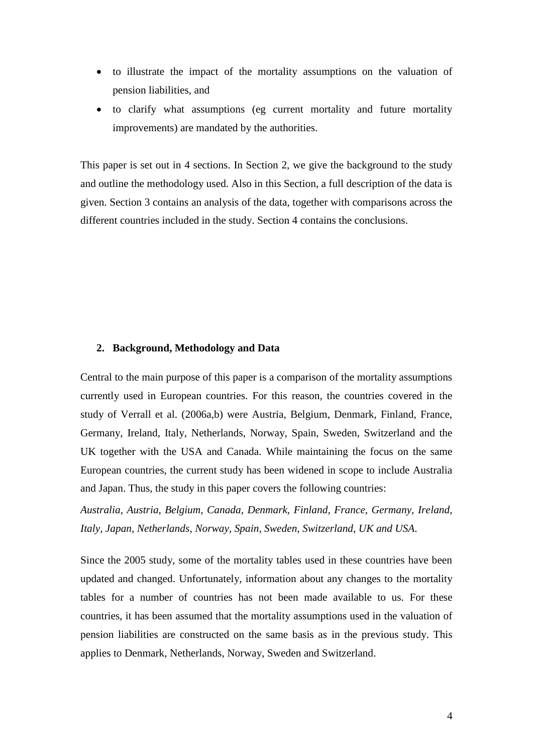- to illustrate the impact of the mortality assumptions on the valuation of pension liabilities, and
- to clarify what assumptions (eg current mortality and future mortality improvements) are mandated by the authorities.

This paper is set out in 4 sections. In Section 2, we give the background to the study and outline the methodology used. Also in this Section, a full description of the data is given. Section 3 contains an analysis of the data, together with comparisons across the different countries included in the study. Section 4 contains the conclusions.

## 2. Background, Methodology and Data

Central to the main purpose of this paper is a comparison of the mortality assumptions currently used in European countries. For this reason, the countries covered in the study of Verrall et al. (2006a,b) were Austria, Belgium, Denmark, Finland, France, Germany, Ireland, Italy, Netherlands, Norway, Spain, Sweden, Switzerland and the UK together with the USA and Canada. While maintaining the focus on the same European countries, the current study has been widened in scope to include Australia and Japan. Thus, the study in this paper covers the following countries:

*Australia, Austria, Belgium, Canada, Denmark, Finland, France, Germany, Ireland, Italy, Japan, Netherlands, Norway, Spain, Sweden, Switzerland, UK and USA.*

Since the 2005 study, some of the mortality tables used in these countries have been updated and changed. Unfortunately, information about any changes to the mortality tables for a number of countries has not been made available to us. For these countries, it has been assumed that the mortality assumptions used in the valuation of pension liabilities are constructed on the same basis as in the previous study. This applies to Denmark, Netherlands, Norway, Sweden and Switzerland.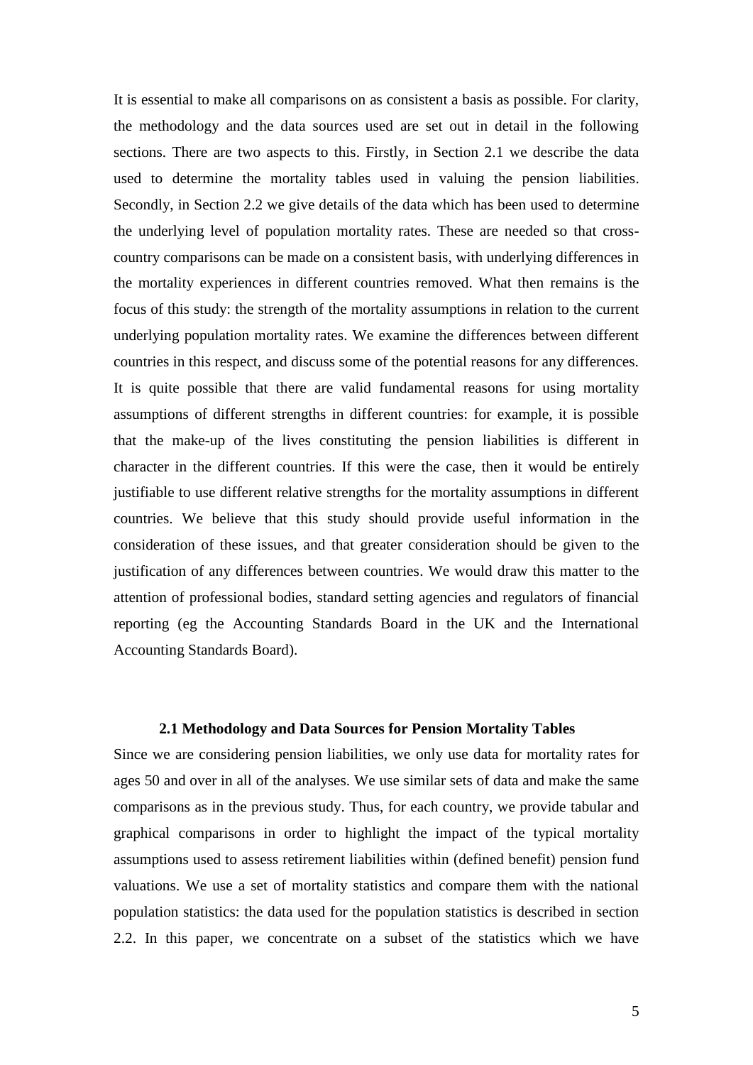It is essential to make all comparisons on as consistent a basis as possible. For clarity, the methodology and the data sources used are set out in detail in the following sections. There are two aspects to this. Firstly, in Section 2.1 we describe the data used to determine the mortality tables used in valuing the pension liabilities. Secondly, in Section 2.2 we give details of the data which has been used to determine the underlying level of population mortality rates. These are needed so that cross-country comparisons can be made on a consistent basis, with underlying differences in the mortality experiences in different countries removed. What then remains is the focus of this study: the strength of the mortality assumptions in relation to the current underlying population mortality rates. We examine the differences between different countries in this respect, and discuss some of the potential reasons for any differences. It is quite possible that there are valid fundamental reasons for using mortality assumptions of different strengths in different countries: for example, it is possible that the make-up of the lives constituting the pension liabilities is different in character in the different countries. If this were the case, then it would be entirely justifiable to use different relative strengths for the mortality assumptions in different countries. We believe that this study should provide useful information in the consideration of these issues, and that greater consideration should be given to the justification of any differences between countries. We would draw this matter to the attention of professional bodies, standard setting agencies and regulators of financial reporting (eg the Accounting Standards Board in the UK and the International Accounting Standards Board).

### 2.1 Methodology and Data Sources for Pension Mortality Tables

Since we are considering pension liabilities, we only use data for mortality rates for ages 50 and over in all of the analyses. We use similar sets of data and make the same comparisons as in the previous study. Thus, for each country, we provide tabular and graphical comparisons in order to highlight the impact of the typical mortality assumptions used to assess retirement liabilities within (defined benefit) pension fund valuations. We use a set of mortality statistics and compare them with the national population statistics: the data used for the population statistics is described in section 2.2. In this paper, we concentrate on a subset of the statistics which we have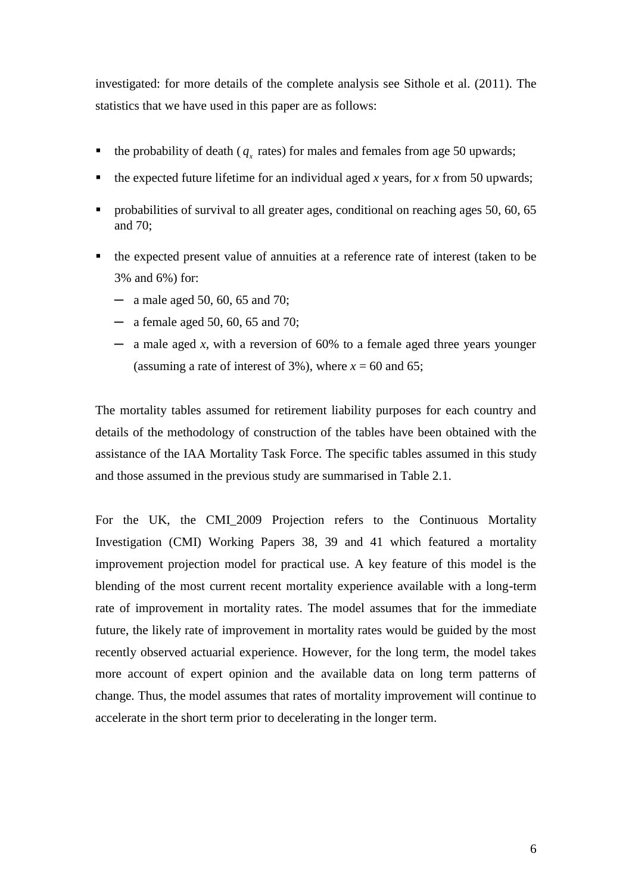investigated: for more details of the complete analysis see Sithole et al. (2011). The statistics that we have used in this paper are as follows:

- the probability of death ($q_x$ rates) for males and females from age 50 upwards;
- the expected future lifetime for an individual aged *x* years, for *x* from 50 upwards;
- probabilities of survival to all greater ages, conditional on reaching ages 50, 60, 65 and 70;
- the expected present value of annuities at a reference rate of interest (taken to be 3% and 6%) for:
  - a male aged 50, 60, 65 and 70;
  - a female aged 50, 60, 65 and 70;
  - a male aged *x*, with a reversion of 60% to a female aged three years younger (assuming a rate of interest of 3%), where *x* = 60 and 65;

The mortality tables assumed for retirement liability purposes for each country and details of the methodology of construction of the tables have been obtained with the assistance of the IAA Mortality Task Force. The specific tables assumed in this study and those assumed in the previous study are summarised in Table 2.1.

For the UK, the CMI_2009 Projection refers to the Continuous Mortality Investigation (CMI) Working Papers 38, 39 and 41 which featured a mortality improvement projection model for practical use. A key feature of this model is the blending of the most current recent mortality experience available with a long-term rate of improvement in mortality rates. The model assumes that for the immediate future, the likely rate of improvement in mortality rates would be guided by the most recently observed actuarial experience. However, for the long term, the model takes more account of expert opinion and the available data on long term patterns of change. Thus, the model assumes that rates of mortality improvement will continue to accelerate in the short term prior to decelerating in the longer term.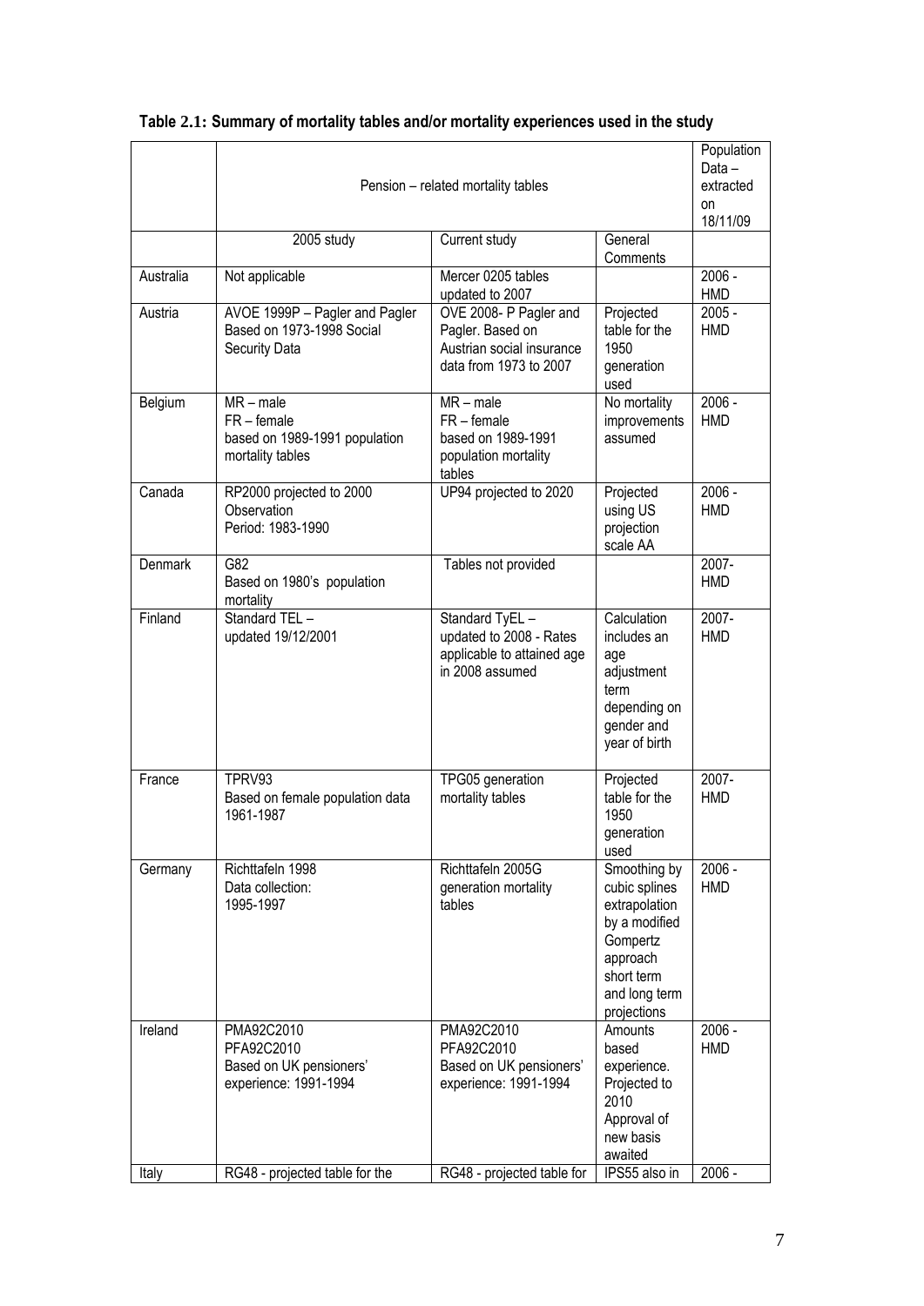**Table 2.1: Summary of mortality tables and/or mortality experiences used in the study**

| | Pension – related mortality tables | | | Population Data – extracted on 18/11/09 |
|---|---|---|---|---|
| | 2005 study | Current study | General Comments | |
| Australia | Not applicable | Mercer 0205 tables updated to 2007 | | 2006 - HMD |
| Austria | AVOE 1999P – Pagler and Pagler Based on 1973-1998 Social Security Data | OVE 2008- P Pagler and Pagler. Based on Austrian social insurance data from 1973 to 2007 | Projected table for the 1950 generation used | 2005 - HMD |
| Belgium | MR – male FR – female based on 1989-1991 population mortality tables | MR – male FR – female based on 1989-1991 population mortality tables | No mortality improvements assumed | 2006 - HMD |
| Canada | RP2000 projected to 2000 Observation Period: 1983-1990 | UP94 projected to 2020 | Projected using US projection scale AA | 2006 - HMD |
| Denmark | G82 Based on 1980's population mortality | Tables not provided | | 2007- HMD |
| Finland | Standard TEL – updated 19/12/2001 | Standard TyEL – updated to 2008 - Rates applicable to attained age in 2008 assumed | Calculation includes an age adjustment term depending on gender and year of birth | 2007- HMD |
| France | TPRV93 Based on female population data 1961-1987 | TPG05 generation mortality tables | Projected table for the 1950 generation used | 2007- HMD |
| Germany | Richttafeln 1998 Data collection: 1995-1997 | Richttafeln 2005G generation mortality tables | Smoothing by cubic splines extrapolation by a modified Gompertz approach short term and long term projections | 2006 - HMD |
| Ireland | PMA92C2010 PFA92C2010 Based on UK pensioners' experience: 1991-1994 | PMA92C2010 PFA92C2010 Based on UK pensioners' experience: 1991-1994 | Amounts based experience. Projected to 2010 Approval of new basis awaited | 2006 - HMD |
| Italy | RG48 - projected table for the | RG48 - projected table for | IPS55 also in | 2006 - |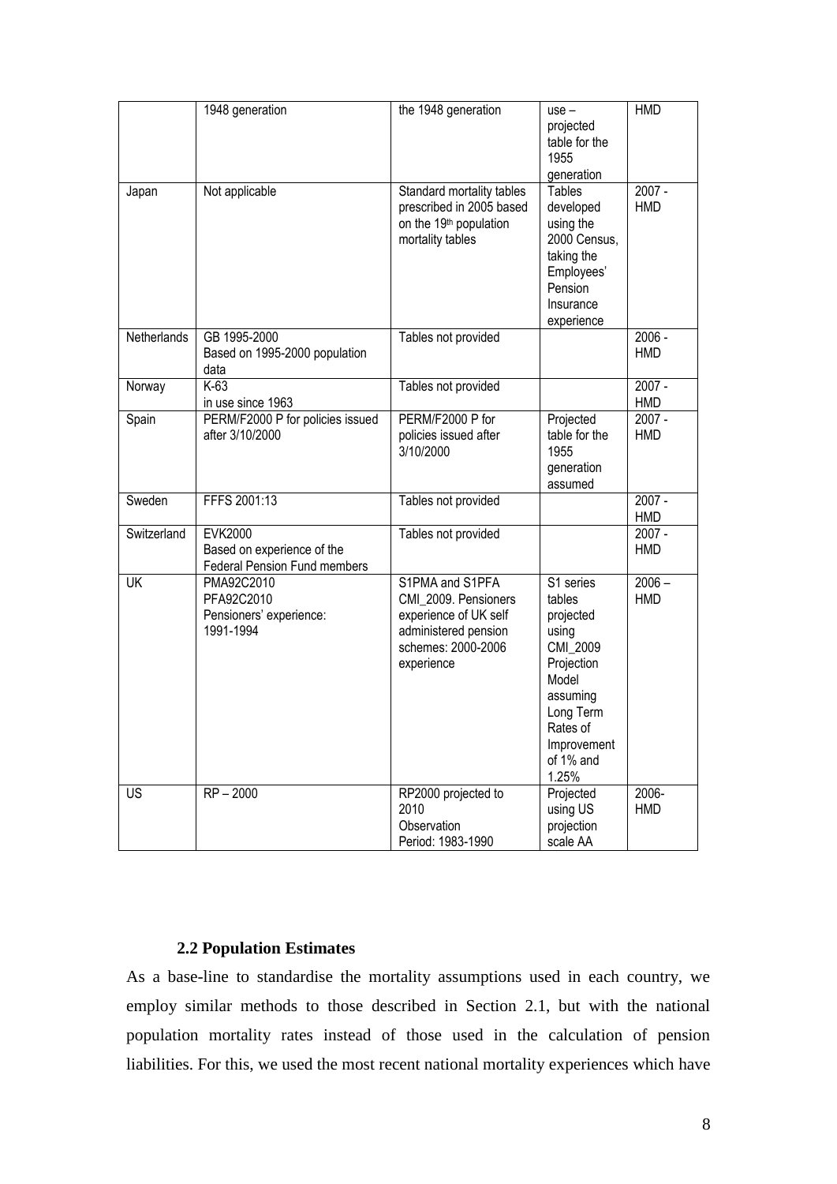| | 1948 generation | the 1948 generation | use – projected table for the 1955 generation | HMD |
|---|---|---|---|---|
| Japan | Not applicable | Standard mortality tables prescribed in 2005 based on the 19th population mortality tables | Tables developed using the 2000 Census, taking the Employees' Pension Insurance experience | 2007 - HMD |
| Netherlands | GB 1995-2000 Based on 1995-2000 population data | Tables not provided | | 2006 - HMD |
| Norway | K-63 in use since 1963 | Tables not provided | | 2007 - HMD |
| Spain | PERM/F2000 P for policies issued after 3/10/2000 | PERM/F2000 P for policies issued after 3/10/2000 | Projected table for the 1955 generation assumed | 2007 - HMD |
| Sweden | FFFS 2001:13 | Tables not provided | | 2007 - HMD |
| Switzerland | EVK2000 Based on experience of the Federal Pension Fund members | Tables not provided | | 2007 - HMD |
| UK | PMA92C2010 PFA92C2010 Pensioners' experience: 1991-1994 | S1PMA and S1PFA CMI_2009. Pensioners experience of UK self administered pension schemes: 2000-2006 experience | S1 series tables projected using CMI_2009 Projection Model assuming Long Term Rates of Improvement of 1% and 1.25% | 2006 – HMD |
| US | RP – 2000 | RP2000 projected to 2010 Observation Period: 1983-1990 | Projected using US projection scale AA | 2006- HMD |

### 2.2 Population Estimates

As a base-line to standardise the mortality assumptions used in each country, we employ similar methods to those described in Section 2.1, but with the national population mortality rates instead of those used in the calculation of pension liabilities. For this, we used the most recent national mortality experiences which have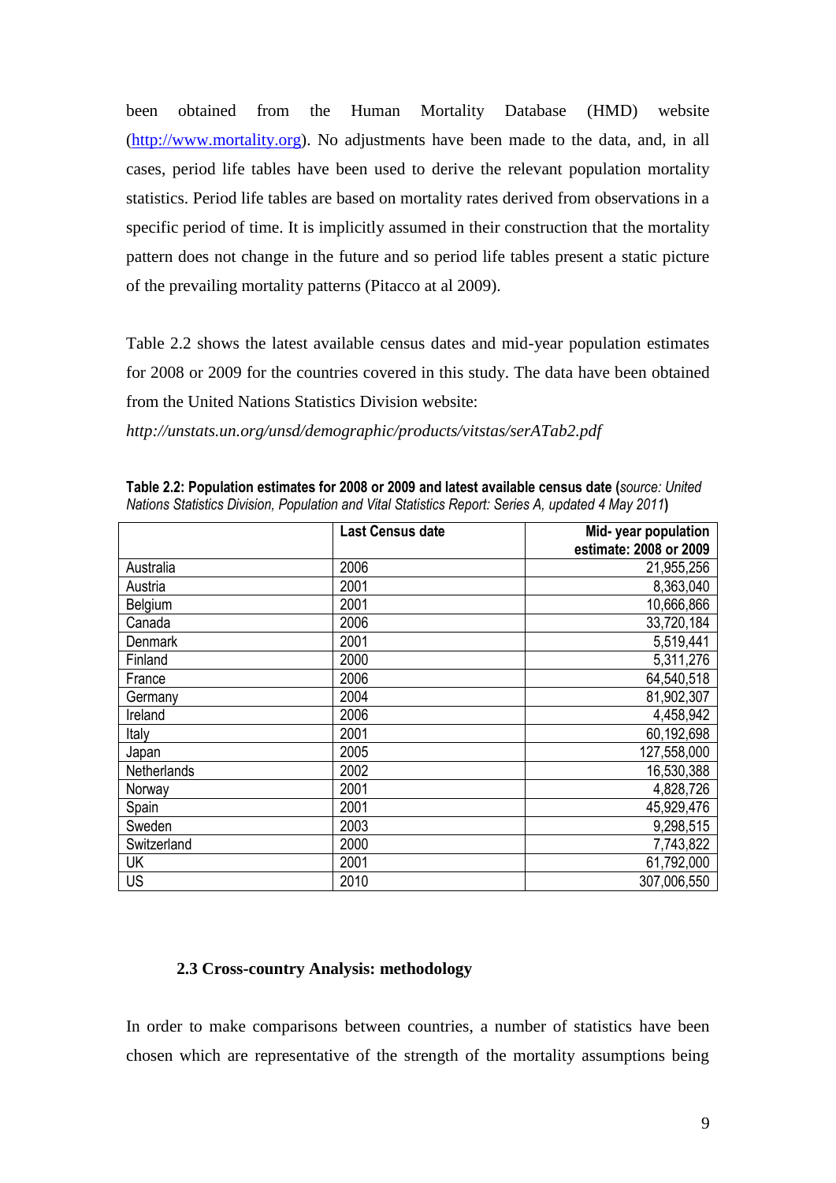been obtained from the Human Mortality Database (HMD) website (http://www.mortality.org). No adjustments have been made to the data, and, in all cases, period life tables have been used to derive the relevant population mortality statistics. Period life tables are based on mortality rates derived from observations in a specific period of time. It is implicitly assumed in their construction that the mortality pattern does not change in the future and so period life tables present a static picture of the prevailing mortality patterns (Pitacco at al 2009).

Table 2.2 shows the latest available census dates and mid-year population estimates for 2008 or 2009 for the countries covered in this study. The data have been obtained from the United Nations Statistics Division website:

*http://unstats.un.org/unsd/demographic/products/vitstas/serATab2.pdf*

**Table 2.2: Population estimates for 2008 or 2009 and latest available census date (***source: United Nations Statistics Division, Population and Vital Statistics Report: Series A, updated 4 May 2011***)**

| | Last Census date | Mid- year population estimate: 2008 or 2009 |
|---|---|---|
| Australia | 2006 | 21,955,256 |
| Austria | 2001 | 8,363,040 |
| Belgium | 2001 | 10,666,866 |
| Canada | 2006 | 33,720,184 |
| Denmark | 2001 | 5,519,441 |
| Finland | 2000 | 5,311,276 |
| France | 2006 | 64,540,518 |
| Germany | 2004 | 81,902,307 |
| Ireland | 2006 | 4,458,942 |
| Italy | 2001 | 60,192,698 |
| Japan | 2005 | 127,558,000 |
| Netherlands | 2002 | 16,530,388 |
| Norway | 2001 | 4,828,726 |
| Spain | 2001 | 45,929,476 |
| Sweden | 2003 | 9,298,515 |
| Switzerland | 2000 | 7,743,822 |
| UK | 2001 | 61,792,000 |
| US | 2010 | 307,006,550 |

### 2.3 Cross-country Analysis: methodology

In order to make comparisons between countries, a number of statistics have been chosen which are representative of the strength of the mortality assumptions being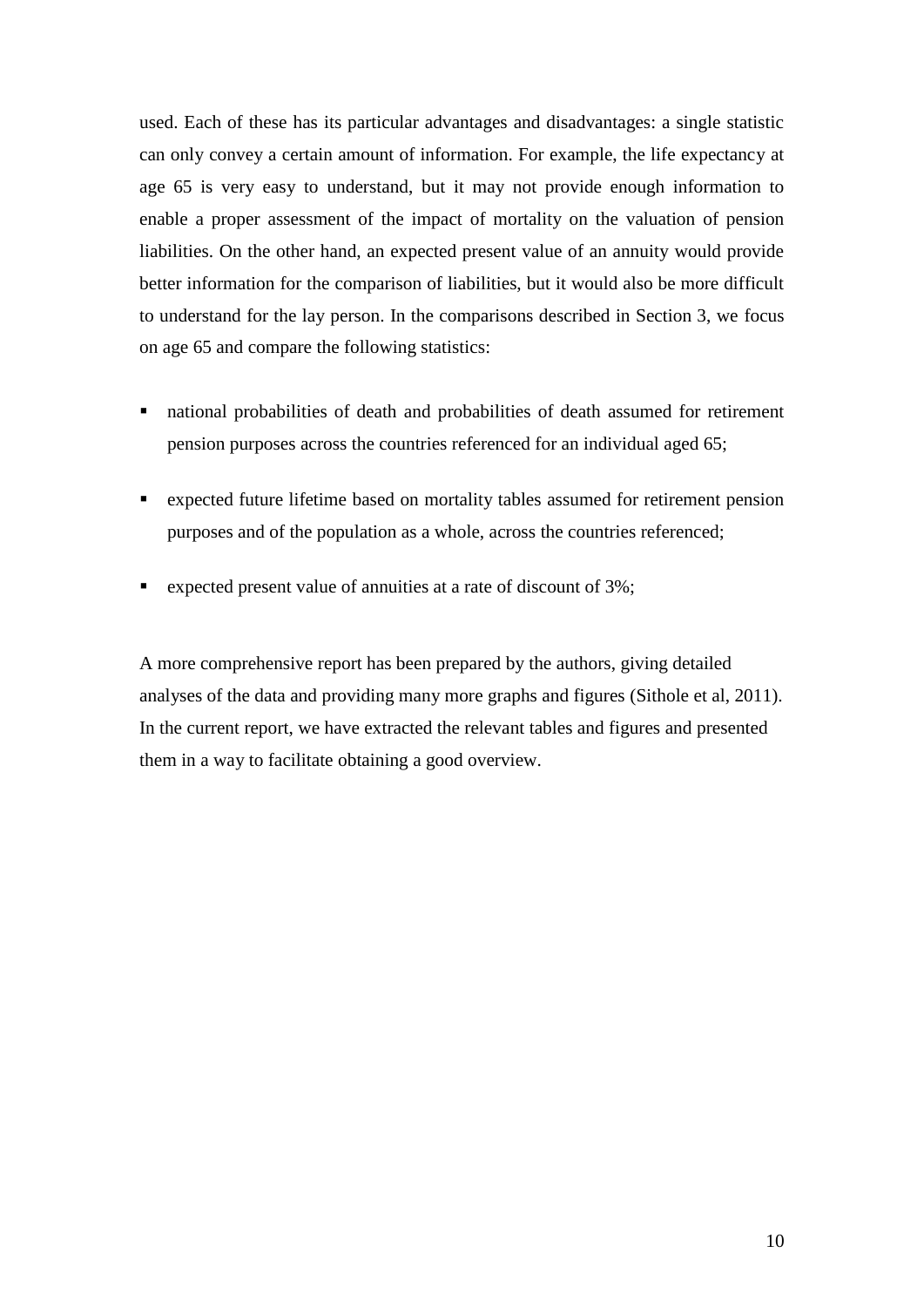used. Each of these has its particular advantages and disadvantages: a single statistic can only convey a certain amount of information. For example, the life expectancy at age 65 is very easy to understand, but it may not provide enough information to enable a proper assessment of the impact of mortality on the valuation of pension liabilities. On the other hand, an expected present value of an annuity would provide better information for the comparison of liabilities, but it would also be more difficult to understand for the lay person. In the comparisons described in Section 3, we focus on age 65 and compare the following statistics:

- national probabilities of death and probabilities of death assumed for retirement pension purposes across the countries referenced for an individual aged 65;
- expected future lifetime based on mortality tables assumed for retirement pension purposes and of the population as a whole, across the countries referenced;
- expected present value of annuities at a rate of discount of 3%;

A more comprehensive report has been prepared by the authors, giving detailed analyses of the data and providing many more graphs and figures (Sithole et al, 2011). In the current report, we have extracted the relevant tables and figures and presented them in a way to facilitate obtaining a good overview.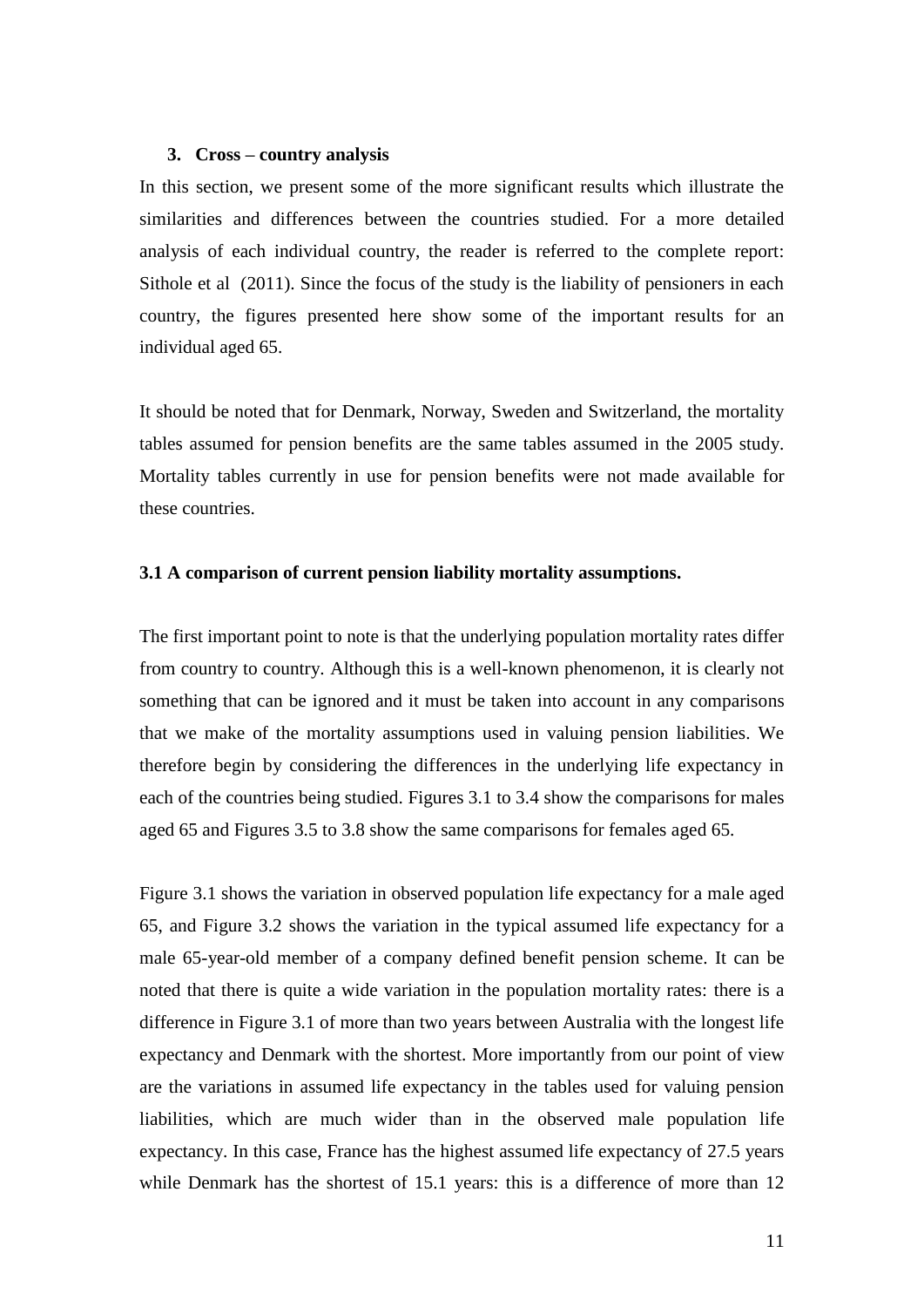## 3. Cross – country analysis

In this section, we present some of the more significant results which illustrate the similarities and differences between the countries studied. For a more detailed analysis of each individual country, the reader is referred to the complete report: Sithole et al (2011). Since the focus of the study is the liability of pensioners in each country, the figures presented here show some of the important results for an individual aged 65.

It should be noted that for Denmark, Norway, Sweden and Switzerland, the mortality tables assumed for pension benefits are the same tables assumed in the 2005 study. Mortality tables currently in use for pension benefits were not made available for these countries.

### 3.1 A comparison of current pension liability mortality assumptions.

The first important point to note is that the underlying population mortality rates differ from country to country. Although this is a well-known phenomenon, it is clearly not something that can be ignored and it must be taken into account in any comparisons that we make of the mortality assumptions used in valuing pension liabilities. We therefore begin by considering the differences in the underlying life expectancy in each of the countries being studied. Figures 3.1 to 3.4 show the comparisons for males aged 65 and Figures 3.5 to 3.8 show the same comparisons for females aged 65.

Figure 3.1 shows the variation in observed population life expectancy for a male aged 65, and Figure 3.2 shows the variation in the typical assumed life expectancy for a male 65-year-old member of a company defined benefit pension scheme. It can be noted that there is quite a wide variation in the population mortality rates: there is a difference in Figure 3.1 of more than two years between Australia with the longest life expectancy and Denmark with the shortest. More importantly from our point of view are the variations in assumed life expectancy in the tables used for valuing pension liabilities, which are much wider than in the observed male population life expectancy. In this case, France has the highest assumed life expectancy of 27.5 years while Denmark has the shortest of 15.1 years: this is a difference of more than 12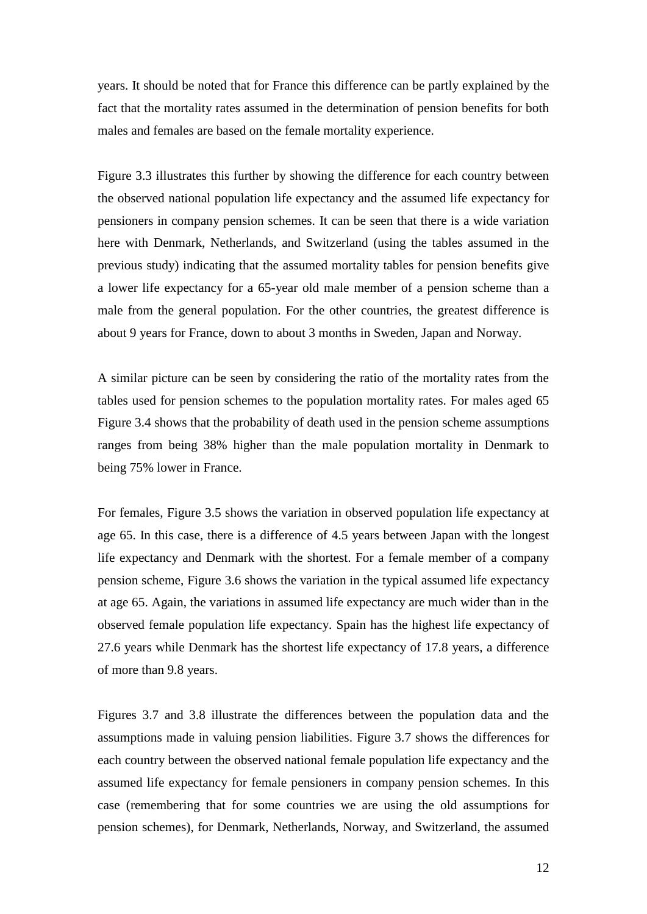years. It should be noted that for France this difference can be partly explained by the fact that the mortality rates assumed in the determination of pension benefits for both males and females are based on the female mortality experience.

Figure 3.3 illustrates this further by showing the difference for each country between the observed national population life expectancy and the assumed life expectancy for pensioners in company pension schemes. It can be seen that there is a wide variation here with Denmark, Netherlands, and Switzerland (using the tables assumed in the previous study) indicating that the assumed mortality tables for pension benefits give a lower life expectancy for a 65-year old male member of a pension scheme than a male from the general population. For the other countries, the greatest difference is about 9 years for France, down to about 3 months in Sweden, Japan and Norway.

A similar picture can be seen by considering the ratio of the mortality rates from the tables used for pension schemes to the population mortality rates. For males aged 65 Figure 3.4 shows that the probability of death used in the pension scheme assumptions ranges from being 38% higher than the male population mortality in Denmark to being 75% lower in France.

For females, Figure 3.5 shows the variation in observed population life expectancy at age 65. In this case, there is a difference of 4.5 years between Japan with the longest life expectancy and Denmark with the shortest. For a female member of a company pension scheme, Figure 3.6 shows the variation in the typical assumed life expectancy at age 65. Again, the variations in assumed life expectancy are much wider than in the observed female population life expectancy. Spain has the highest life expectancy of 27.6 years while Denmark has the shortest life expectancy of 17.8 years, a difference of more than 9.8 years.

Figures 3.7 and 3.8 illustrate the differences between the population data and the assumptions made in valuing pension liabilities. Figure 3.7 shows the differences for each country between the observed national female population life expectancy and the assumed life expectancy for female pensioners in company pension schemes. In this case (remembering that for some countries we are using the old assumptions for pension schemes), for Denmark, Netherlands, Norway, and Switzerland, the assumed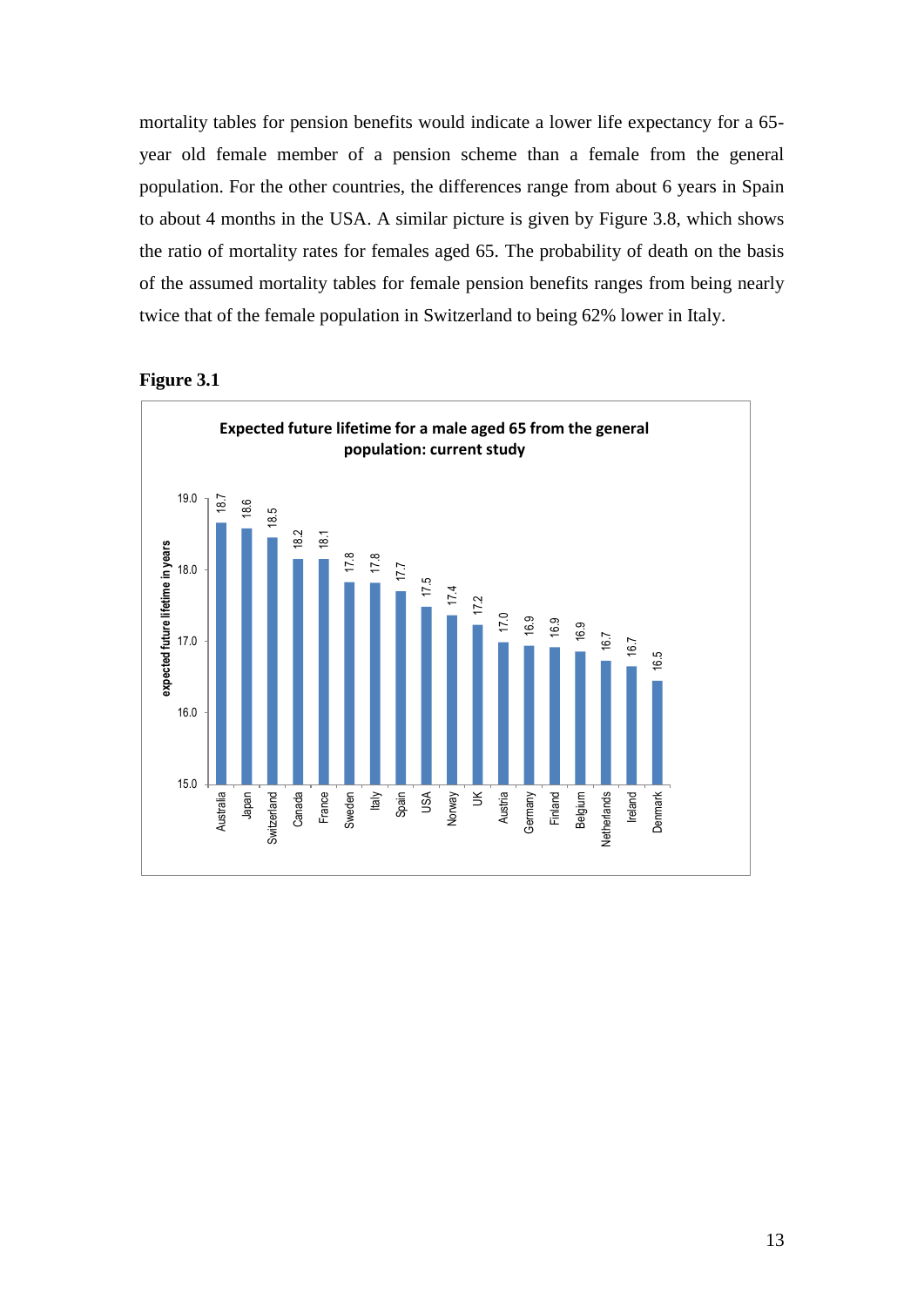mortality tables for pension benefits would indicate a lower life expectancy for a 65-year old female member of a pension scheme than a female from the general population. For the other countries, the differences range from about 6 years in Spain to about 4 months in the USA. A similar picture is given by Figure 3.8, which shows the ratio of mortality rates for females aged 65. The probability of death on the basis of the assumed mortality tables for female pension benefits ranges from being nearly twice that of the female population in Switzerland to being 62% lower in Italy.

**Figure 3.1**

**Expected future lifetime for a male aged 65 from the general population: current study**

| Country | Expected future lifetime in years |
| --- | --- |
| Australia | 18.7 |
| Japan | 18.6 |
| Switzerland | 18.5 |
| Canada | 18.2 |
| France | 18.1 |
| Sweden | 17.8 |
| Italy | 17.8 |
| Spain | 17.7 |
| USA | 17.5 |
| Norway | 17.4 |
| UK | 17.2 |
| Austria | 17.0 |
| Germany | 16.9 |
| Finland | 16.9 |
| Belgium | 16.9 |
| Netherlands | 16.7 |
| Ireland | 16.7 |
| Denmark | 16.5 |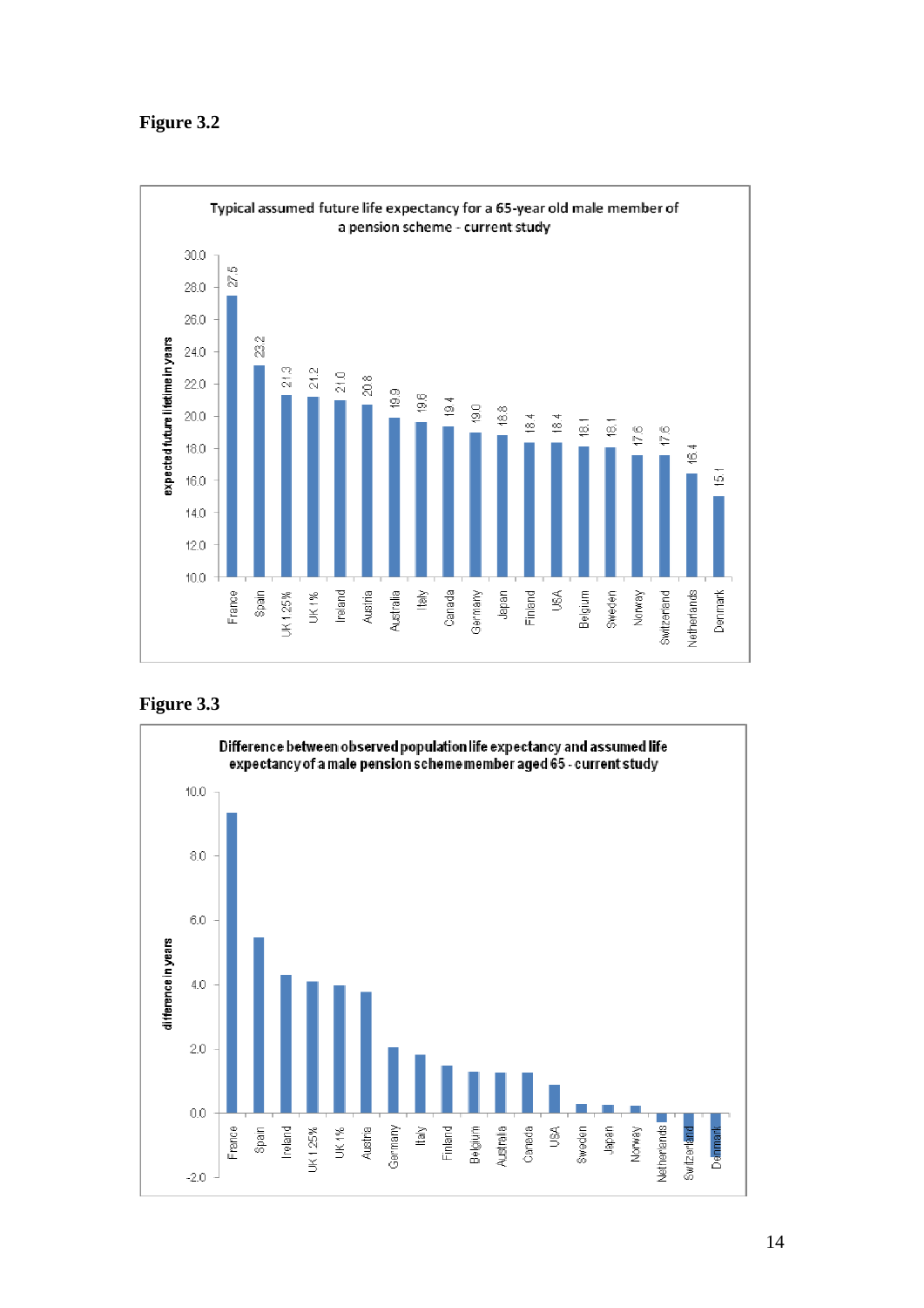**Figure 3.2**

Typical assumed future life expectancy for a 65-year old male member of a pension scheme - current study

| Country | expected future lifetime in years |
|---|---|
| France | 27.5 |
| Spain | 23.2 |
| UK 1.25% | 21.3 |
| UK 1% | 21.2 |
| Ireland | 21.0 |
| Austria | 20.8 |
| Australia | 19.9 |
| Italy | 19.6 |
| Canada | 19.4 |
| Germany | 19.0 |
| Japan | 18.8 |
| Finland | 18.4 |
| USA | 18.4 |
| Belgium | 18.1 |
| Sweden | 18.1 |
| Norway | 17.6 |
| Switzerland | 17.6 |
| Netherlands | 16.4 |
| Denmark | 15.1 |

**Figure 3.3**

Difference between observed population life expectancy and assumed life expectancy of a male pension scheme member aged 65 - current study

Countries shown (in order): France, Spain, Ireland, UK 1.25%, UK 1%, Austria, Germany, Italy, Finland, Belgium, Australia, Canada, USA, Sweden, Japan, Norway, Netherlands, Switzerland, Denmark

Axis: difference in years (-2.0 to 10.0)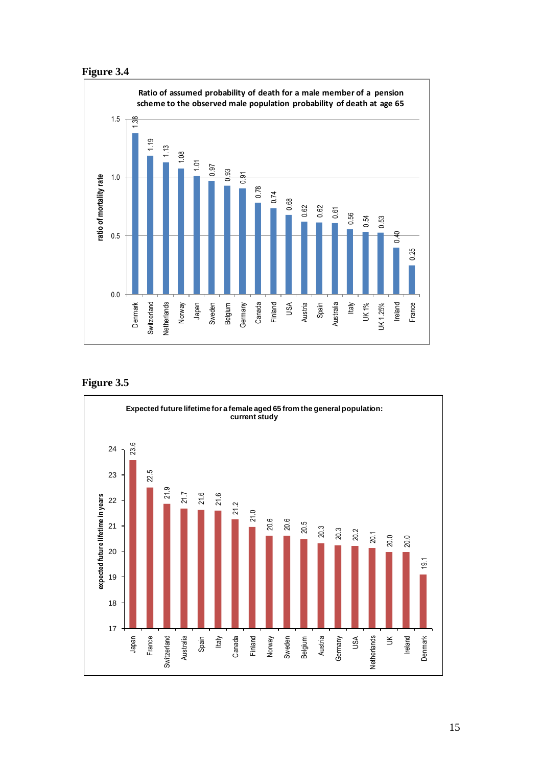**Figure 3.4**

Ratio of assumed probability of death for a male member of a pension scheme to the observed male population probability of death at age 65

| Country | Ratio of mortality rate |
|---|---|
| Denmark | 1.38 |
| Switzerland | 1.19 |
| Netherlands | 1.13 |
| Norway | 1.08 |
| Japan | 1.01 |
| Sweden | 0.97 |
| Belgium | 0.93 |
| Germany | 0.91 |
| Canada | 0.78 |
| Finland | 0.74 |
| USA | 0.68 |
| Austria | 0.62 |
| Spain | 0.62 |
| Australia | 0.61 |
| Italy | 0.56 |
| UK 1% | 0.54 |
| UK 1.25% | 0.53 |
| Ireland | 0.40 |
| France | 0.25 |

**Figure 3.5**

Expected future lifetime for a female aged 65 from the general population: current study

| Country | Expected future lifetime in years |
|---|---|
| Japan | 23.6 |
| France | 22.5 |
| Switzerland | 21.9 |
| Australia | 21.7 |
| Spain | 21.6 |
| Italy | 21.6 |
| Canada | 21.2 |
| Finland | 21.0 |
| Norway | 20.6 |
| Sweden | 20.6 |
| Belgium | 20.5 |
| Austria | 20.3 |
| Germany | 20.3 |
| USA | 20.2 |
| Netherlands | 20.1 |
| UK | 20.0 |
| Ireland | 20.0 |
| Denmark | 19.1 |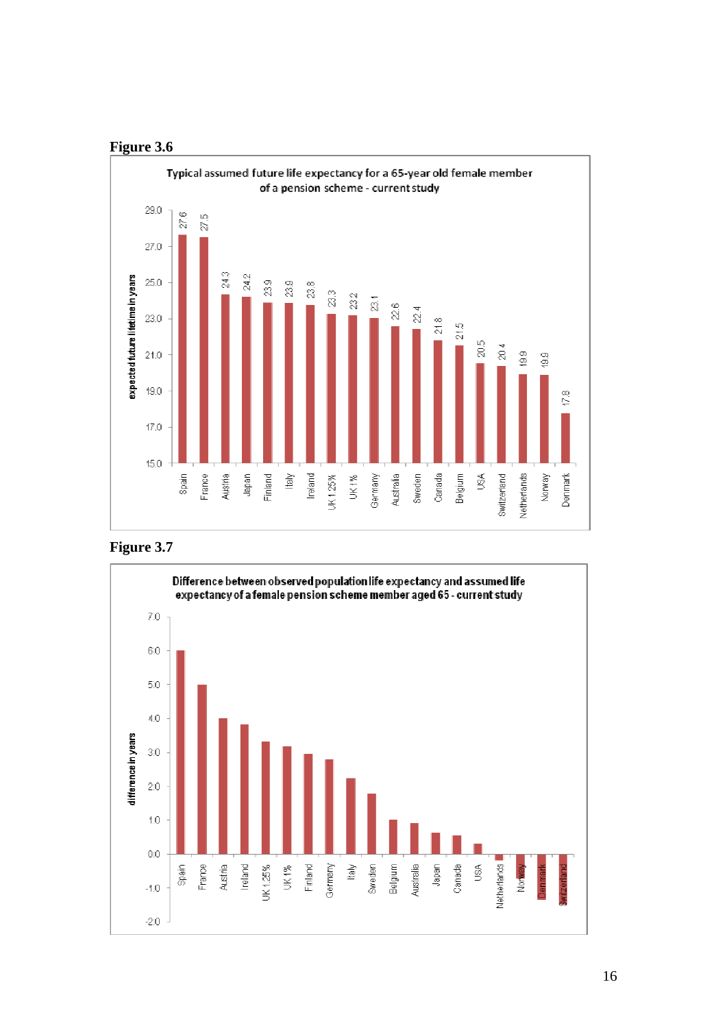**Figure 3.6**

Typical assumed future life expectancy for a 65-year old female member of a pension scheme - current study

| Country | expected future lifetime in years |
|---|---|
| Spain | 27.6 |
| France | 27.5 |
| Austria | 24.3 |
| Japan | 24.2 |
| Finland | 23.9 |
| Italy | 23.9 |
| Ireland | 23.8 |
| UK 1.25% | 23.3 |
| UK 1% | 23.2 |
| Germany | 23.1 |
| Australia | 22.6 |
| Sweden | 22.4 |
| Canada | 21.8 |
| Belgium | 21.5 |
| USA | 20.5 |
| Switzerland | 20.4 |
| Netherlands | 19.9 |
| Norway | 19.9 |
| Denmark | 17.8 |

**Figure 3.7**

Difference between observed population life expectancy and assumed life expectancy of a female pension scheme member aged 65 - current study

Y-axis: difference in years (from -2.0 to 7.0)

Countries (in order): Spain, France, Austria, Ireland, UK 1.25%, UK 1%, Finland, Germany, Italy, Sweden, Belgium, Australia, Japan, Canada, USA, Netherlands, Norway, Denmark, Switzerland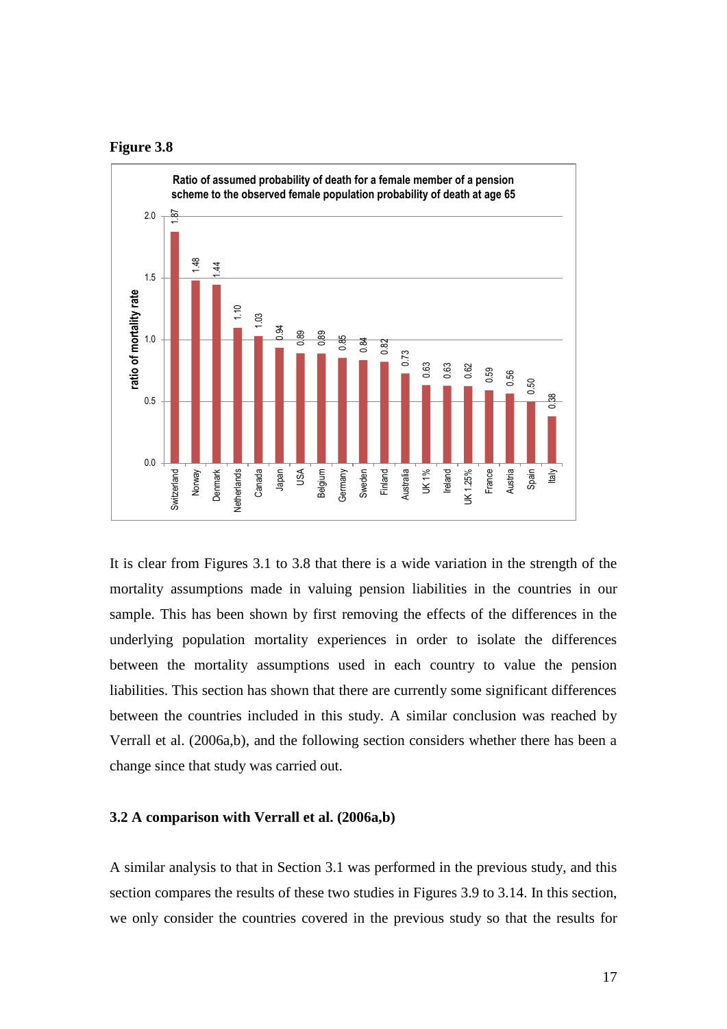**Figure 3.8**

Ratio of assumed probability of death for a female member of a pension scheme to the observed female population probability of death at age 65

| Country | Ratio of mortality rate |
|---|---|
| Switzerland | 1.87 |
| Norway | 1.48 |
| Denmark | 1.44 |
| Netherlands | 1.10 |
| Canada | 1.03 |
| Japan | 0.94 |
| USA | 0.89 |
| Belgium | 0.89 |
| Germany | 0.85 |
| Sweden | 0.84 |
| Finland | 0.82 |
| Australia | 0.73 |
| UK 1% | 0.63 |
| Ireland | 0.63 |
| UK 1.25% | 0.62 |
| France | 0.59 |
| Austria | 0.56 |
| Spain | 0.50 |
| Italy | 0.38 |

It is clear from Figures 3.1 to 3.8 that there is a wide variation in the strength of the mortality assumptions made in valuing pension liabilities in the countries in our sample. This has been shown by first removing the effects of the differences in the underlying population mortality experiences in order to isolate the differences between the mortality assumptions used in each country to value the pension liabilities. This section has shown that there are currently some significant differences between the countries included in this study. A similar conclusion was reached by Verrall et al. (2006a,b), and the following section considers whether there has been a change since that study was carried out.

### 3.2 A comparison with Verrall et al. (2006a,b)

A similar analysis to that in Section 3.1 was performed in the previous study, and this section compares the results of these two studies in Figures 3.9 to 3.14. In this section, we only consider the countries covered in the previous study so that the results for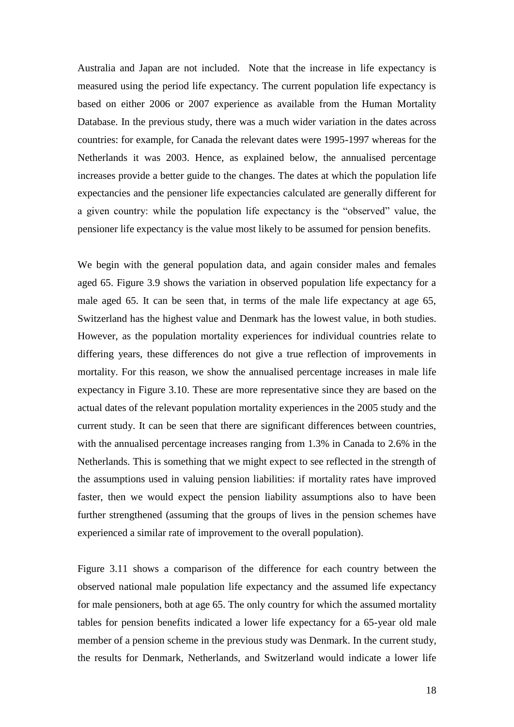Australia and Japan are not included. Note that the increase in life expectancy is measured using the period life expectancy. The current population life expectancy is based on either 2006 or 2007 experience as available from the Human Mortality Database. In the previous study, there was a much wider variation in the dates across countries: for example, for Canada the relevant dates were 1995-1997 whereas for the Netherlands it was 2003. Hence, as explained below, the annualised percentage increases provide a better guide to the changes. The dates at which the population life expectancies and the pensioner life expectancies calculated are generally different for a given country: while the population life expectancy is the "observed" value, the pensioner life expectancy is the value most likely to be assumed for pension benefits.

We begin with the general population data, and again consider males and females aged 65. Figure 3.9 shows the variation in observed population life expectancy for a male aged 65. It can be seen that, in terms of the male life expectancy at age 65, Switzerland has the highest value and Denmark has the lowest value, in both studies. However, as the population mortality experiences for individual countries relate to differing years, these differences do not give a true reflection of improvements in mortality. For this reason, we show the annualised percentage increases in male life expectancy in Figure 3.10. These are more representative since they are based on the actual dates of the relevant population mortality experiences in the 2005 study and the current study. It can be seen that there are significant differences between countries, with the annualised percentage increases ranging from 1.3% in Canada to 2.6% in the Netherlands. This is something that we might expect to see reflected in the strength of the assumptions used in valuing pension liabilities: if mortality rates have improved faster, then we would expect the pension liability assumptions also to have been further strengthened (assuming that the groups of lives in the pension schemes have experienced a similar rate of improvement to the overall population).

Figure 3.11 shows a comparison of the difference for each country between the observed national male population life expectancy and the assumed life expectancy for male pensioners, both at age 65. The only country for which the assumed mortality tables for pension benefits indicated a lower life expectancy for a 65-year old male member of a pension scheme in the previous study was Denmark. In the current study, the results for Denmark, Netherlands, and Switzerland would indicate a lower life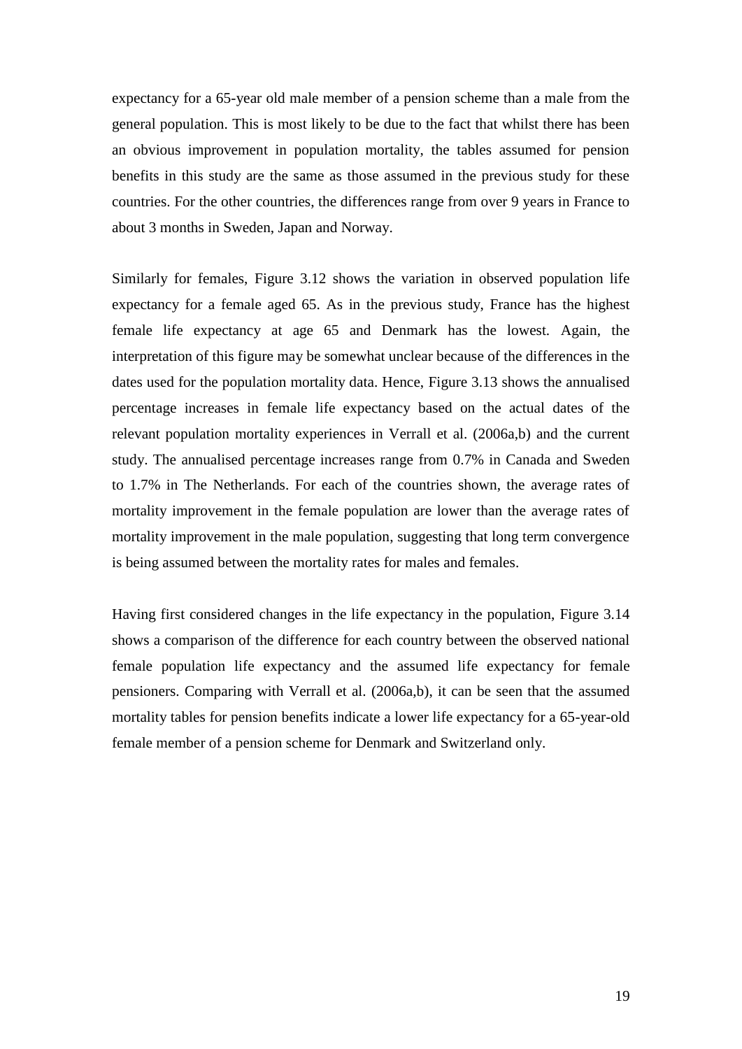expectancy for a 65-year old male member of a pension scheme than a male from the general population. This is most likely to be due to the fact that whilst there has been an obvious improvement in population mortality, the tables assumed for pension benefits in this study are the same as those assumed in the previous study for these countries. For the other countries, the differences range from over 9 years in France to about 3 months in Sweden, Japan and Norway.

Similarly for females, Figure 3.12 shows the variation in observed population life expectancy for a female aged 65. As in the previous study, France has the highest female life expectancy at age 65 and Denmark has the lowest. Again, the interpretation of this figure may be somewhat unclear because of the differences in the dates used for the population mortality data. Hence, Figure 3.13 shows the annualised percentage increases in female life expectancy based on the actual dates of the relevant population mortality experiences in Verrall et al. (2006a,b) and the current study. The annualised percentage increases range from 0.7% in Canada and Sweden to 1.7% in The Netherlands. For each of the countries shown, the average rates of mortality improvement in the female population are lower than the average rates of mortality improvement in the male population, suggesting that long term convergence is being assumed between the mortality rates for males and females.

Having first considered changes in the life expectancy in the population, Figure 3.14 shows a comparison of the difference for each country between the observed national female population life expectancy and the assumed life expectancy for female pensioners. Comparing with Verrall et al. (2006a,b), it can be seen that the assumed mortality tables for pension benefits indicate a lower life expectancy for a 65-year-old female member of a pension scheme for Denmark and Switzerland only.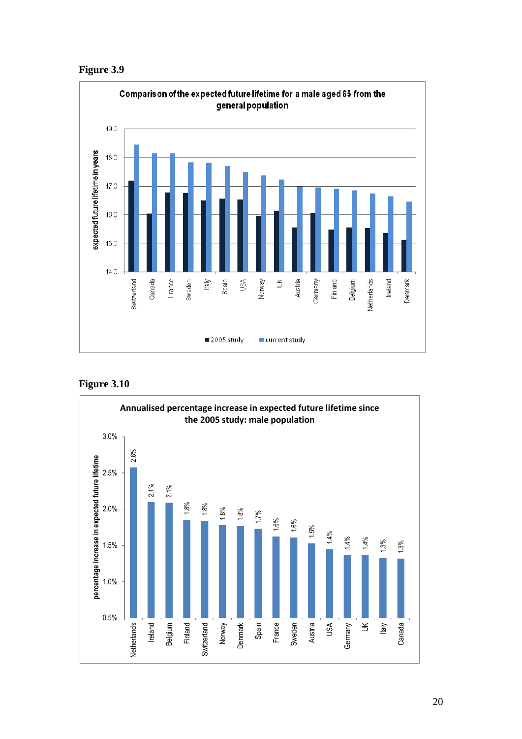**Figure 3.9**

**Figure 3.10**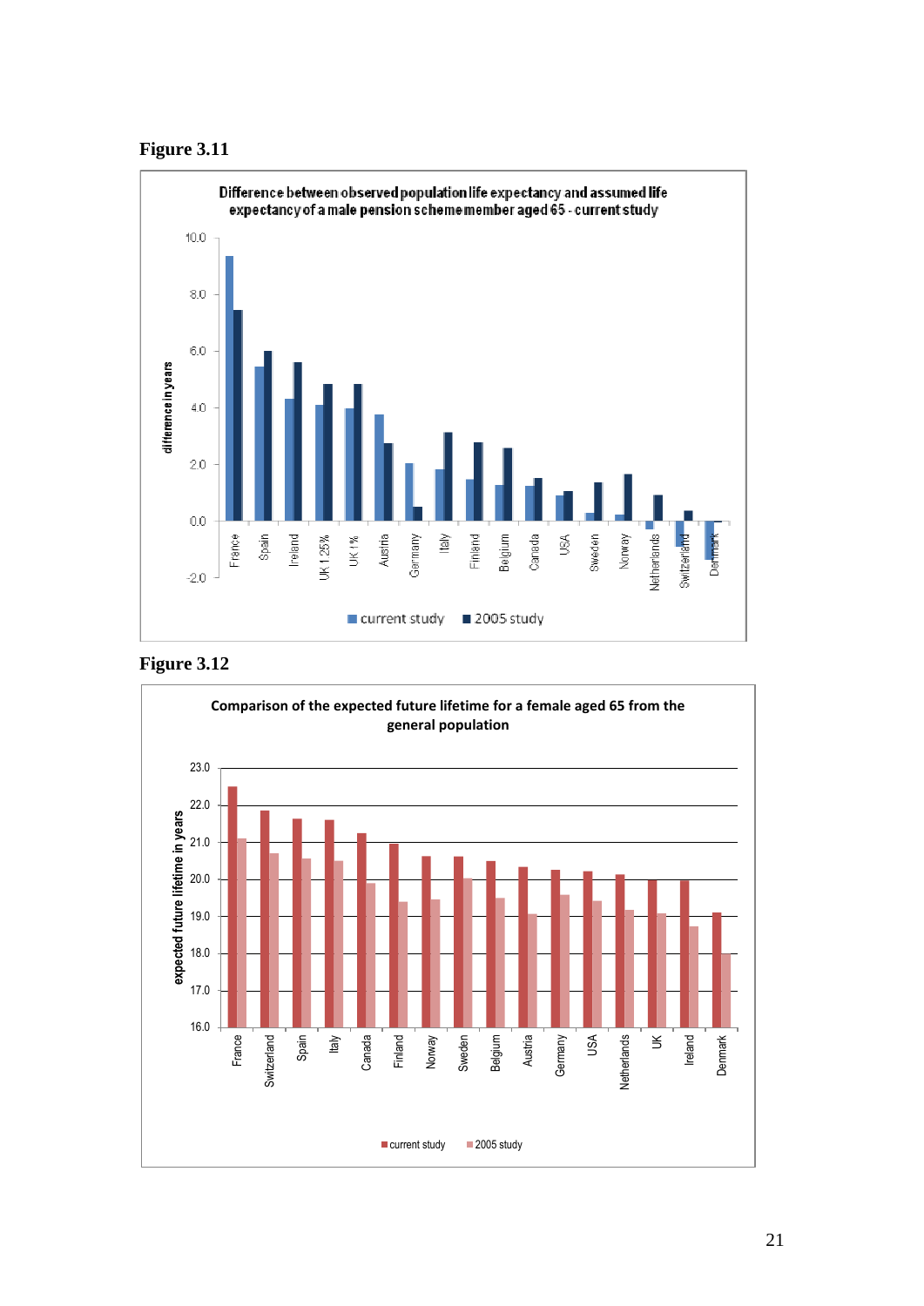**Figure 3.11**

Difference between observed population life expectancy and assumed life expectancy of a male pension scheme member aged 65 - current study

**Figure 3.12**

Comparison of the expected future lifetime for a female aged 65 from the general population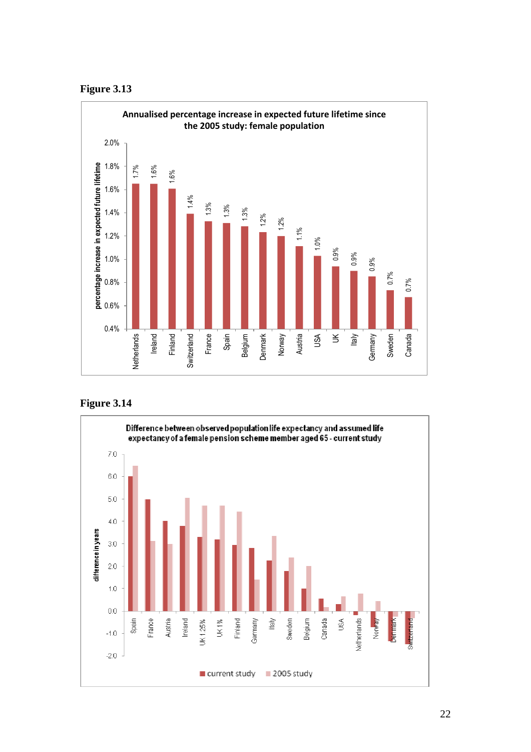**Figure 3.13**

Annualised percentage increase in expected future lifetime since the 2005 study: female population

| Country | Percentage increase in expected future lifetime |
|---|---|
| Netherlands | 1.7% |
| Ireland | 1.6% |
| Finland | 1.6% |
| Switzerland | 1.4% |
| France | 1.3% |
| Spain | 1.3% |
| Belgium | 1.3% |
| Denmark | 1.2% |
| Norway | 1.2% |
| Austria | 1.1% |
| USA | 1.0% |
| UK | 0.9% |
| Italy | 0.9% |
| Germany | 0.9% |
| Sweden | 0.7% |
| Canada | 0.7% |

**Figure 3.14**

Difference between observed population life expectancy and assumed life expectancy of a female pension scheme member aged 65 - current study

Y-axis: difference in years (from -2.0 to 7.0)

X-axis: Spain, France, Austria, Ireland, UK 1.25%, UK 1%, Finland, Germany, Italy, Sweden, Belgium, Canada, USA, Netherlands, Norway, Denmark, Switzerland

Legend: current study, 2005 study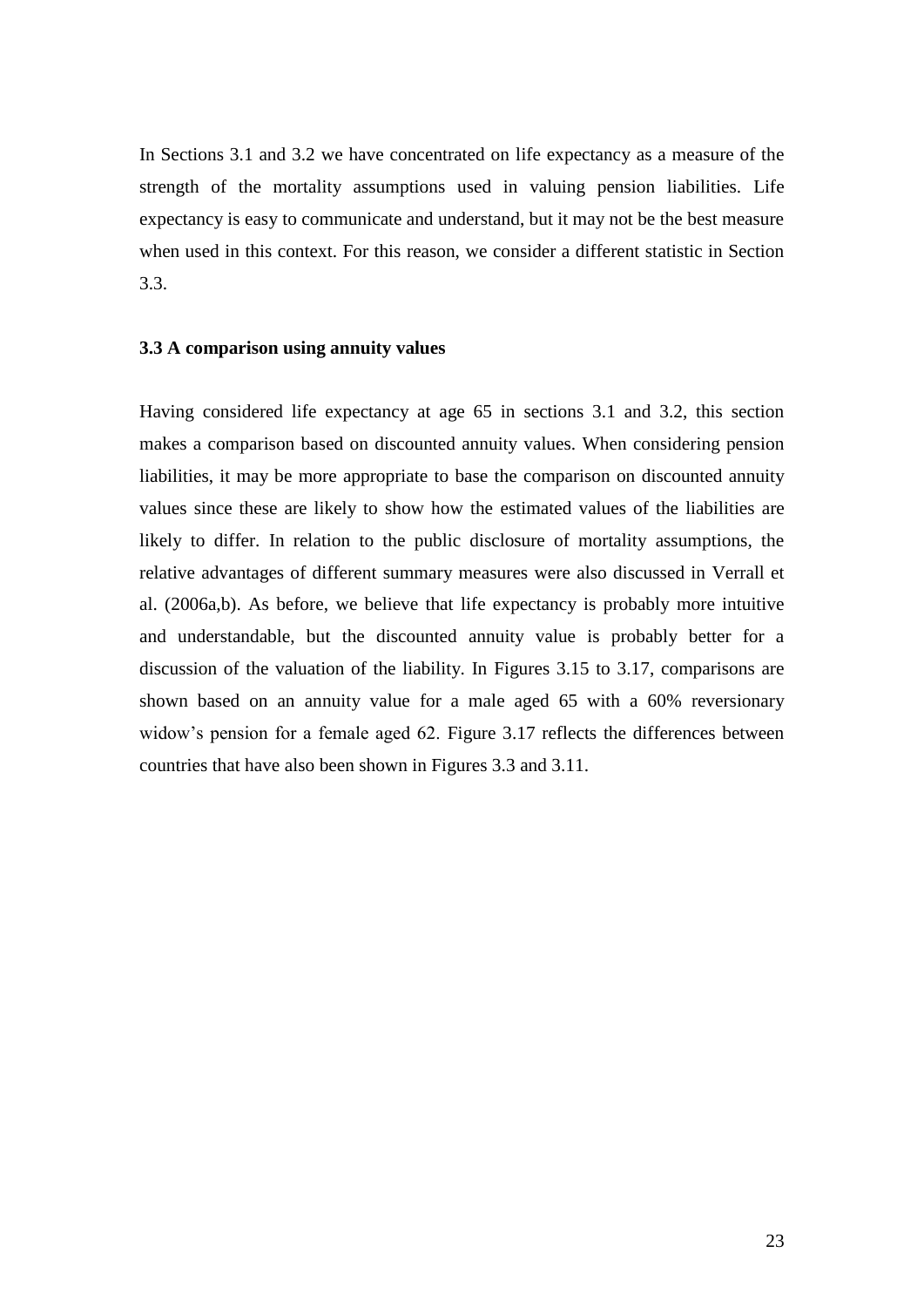In Sections 3.1 and 3.2 we have concentrated on life expectancy as a measure of the strength of the mortality assumptions used in valuing pension liabilities. Life expectancy is easy to communicate and understand, but it may not be the best measure when used in this context. For this reason, we consider a different statistic in Section 3.3.

### 3.3 A comparison using annuity values

Having considered life expectancy at age 65 in sections 3.1 and 3.2, this section makes a comparison based on discounted annuity values. When considering pension liabilities, it may be more appropriate to base the comparison on discounted annuity values since these are likely to show how the estimated values of the liabilities are likely to differ. In relation to the public disclosure of mortality assumptions, the relative advantages of different summary measures were also discussed in Verrall et al. (2006a,b). As before, we believe that life expectancy is probably more intuitive and understandable, but the discounted annuity value is probably better for a discussion of the valuation of the liability. In Figures 3.15 to 3.17, comparisons are shown based on an annuity value for a male aged 65 with a 60% reversionary widow's pension for a female aged 62. Figure 3.17 reflects the differences between countries that have also been shown in Figures 3.3 and 3.11.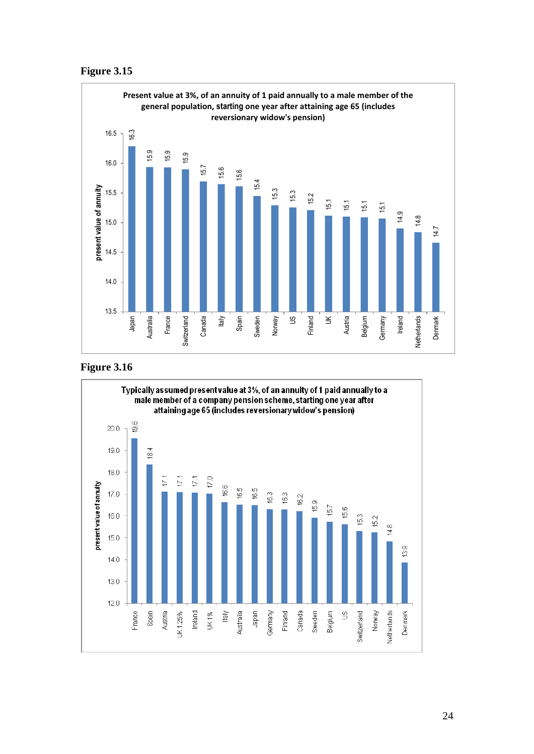**Figure 3.15**

**Present value at 3%, of an annuity of 1 paid annually to a male member of the general population, starting one year after attaining age 65 (includes reversionary widow's pension)**

| Country | Present value of annuity |
|---|---|
| Japan | 16.3 |
| Australia | 15.9 |
| France | 15.9 |
| Switzerland | 15.9 |
| Canada | 15.7 |
| Italy | 15.6 |
| Spain | 15.6 |
| Sweden | 15.4 |
| Norway | 15.3 |
| US | 15.3 |
| Finland | 15.2 |
| UK | 15.1 |
| Austria | 15.1 |
| Belgium | 15.1 |
| Germany | 15.1 |
| Ireland | 14.9 |
| Netherlands | 14.8 |
| Denmark | 14.7 |

**Figure 3.16**

**Typically assumed present value at 3%, of an annuity of 1 paid annually to a male member of a company pension scheme, starting one year after attaining age 65 (includes reversionary widow's pension)**

| Country | Present value of annuity |
|---|---|
| France | 19.6 |
| Spain | 18.4 |
| Austria | 17.1 |
| UK 1.25% | 17.1 |
| Ireland | 17.1 |
| UK 1% | 17.0 |
| Italy | 16.6 |
| Australia | 16.5 |
| Japan | 16.5 |
| Germany | 16.3 |
| Finland | 16.3 |
| Canada | 16.2 |
| Sweden | 15.9 |
| Belgium | 15.7 |
| US | 15.6 |
| Switzerland | 15.3 |
| Norway | 15.2 |
| Netherlands | 14.8 |
| Denmark | 13.9 |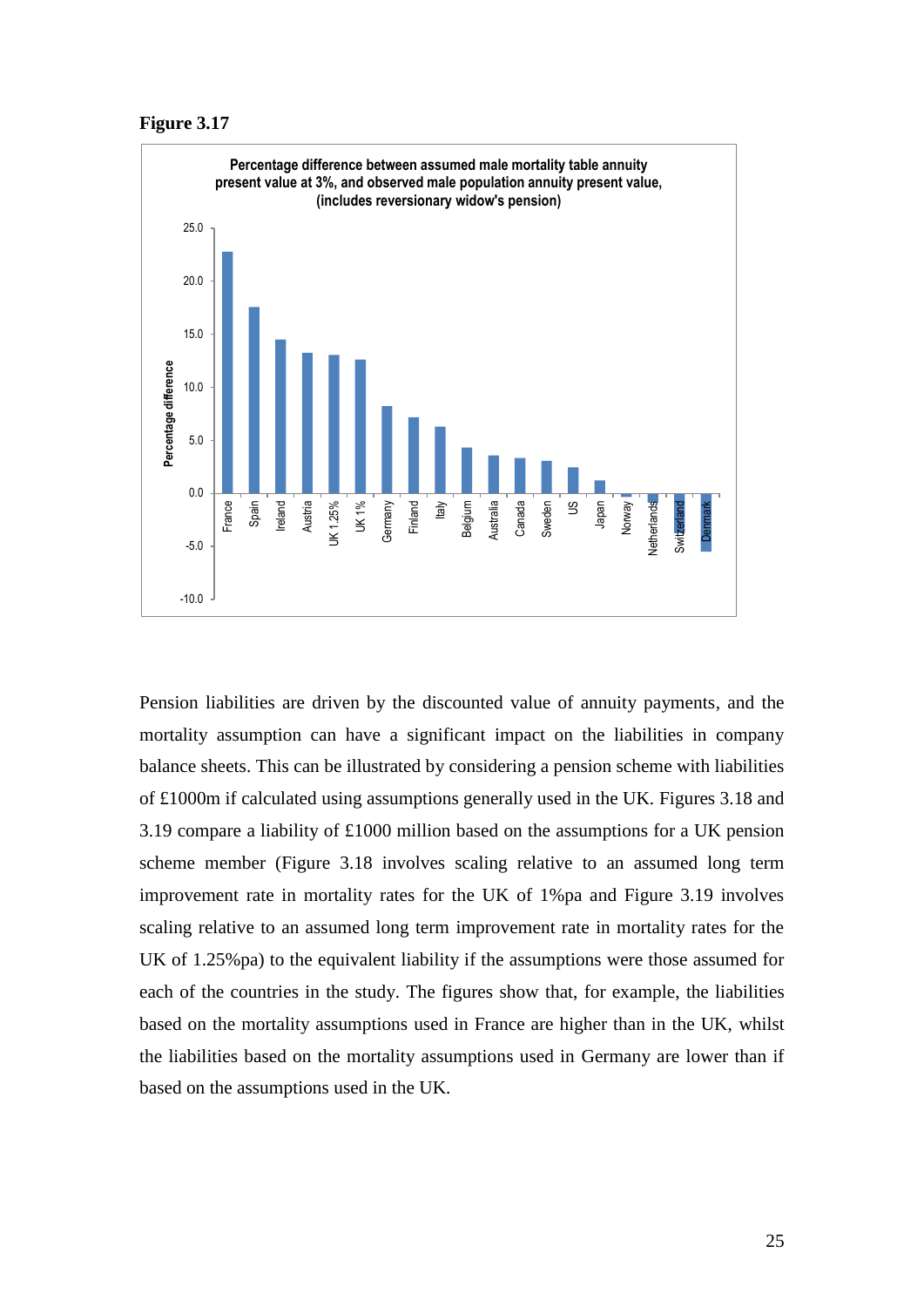**Figure 3.17**

Percentage difference between assumed male mortality table annuity present value at 3%, and observed male population annuity present value, (includes reversionary widow's pension)

Pension liabilities are driven by the discounted value of annuity payments, and the mortality assumption can have a significant impact on the liabilities in company balance sheets. This can be illustrated by considering a pension scheme with liabilities of £1000m if calculated using assumptions generally used in the UK. Figures 3.18 and 3.19 compare a liability of £1000 million based on the assumptions for a UK pension scheme member (Figure 3.18 involves scaling relative to an assumed long term improvement rate in mortality rates for the UK of 1%pa and Figure 3.19 involves scaling relative to an assumed long term improvement rate in mortality rates for the UK of 1.25%pa) to the equivalent liability if the assumptions were those assumed for each of the countries in the study. The figures show that, for example, the liabilities based on the mortality assumptions used in France are higher than in the UK, whilst the liabilities based on the mortality assumptions used in Germany are lower than if based on the assumptions used in the UK.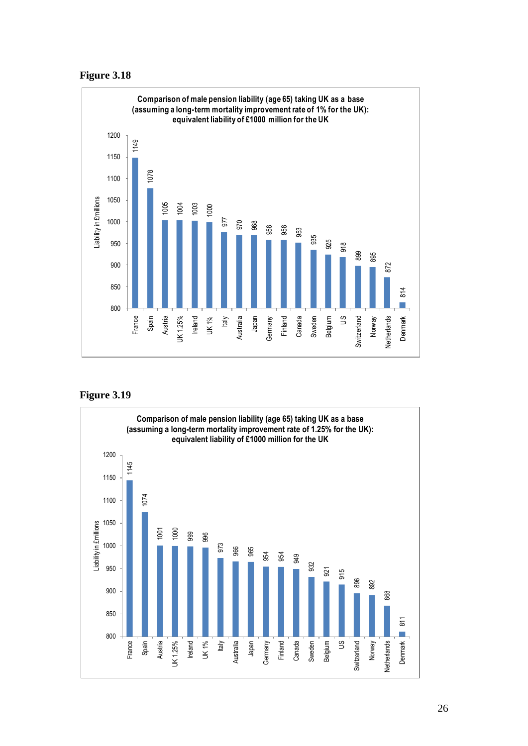**Figure 3.18**

Comparison of male pension liability (age 65) taking UK as a base (assuming a long-term mortality improvement rate of 1% for the UK): equivalent liability of £1000 million for the UK

| Country | Liability in £millions |
|---|---|
| France | 1149 |
| Spain | 1078 |
| Austria | 1005 |
| UK 1.25% | 1004 |
| Ireland | 1003 |
| UK 1% | 1000 |
| Italy | 977 |
| Australia | 970 |
| Japan | 968 |
| Germany | 958 |
| Finland | 958 |
| Canada | 953 |
| Sweden | 935 |
| Belgium | 925 |
| US | 918 |
| Switzerland | 899 |
| Norway | 895 |
| Netherlands | 872 |
| Denmark | 814 |

**Figure 3.19**

Comparison of male pension liability (age 65) taking UK as a base (assuming a long-term mortality improvement rate of 1.25% for the UK): equivalent liability of £1000 million for the UK

| Country | Liability in £millions |
|---|---|
| France | 1145 |
| Spain | 1074 |
| Austria | 1001 |
| UK 1.25% | 1000 |
| Ireland | 999 |
| UK 1% | 996 |
| Italy | 973 |
| Australia | 966 |
| Japan | 965 |
| Germany | 954 |
| Finland | 954 |
| Canada | 949 |
| Sweden | 932 |
| Belgium | 921 |
| US | 915 |
| Switzerland | 896 |
| Norway | 892 |
| Netherlands | 868 |
| Denmark | 811 |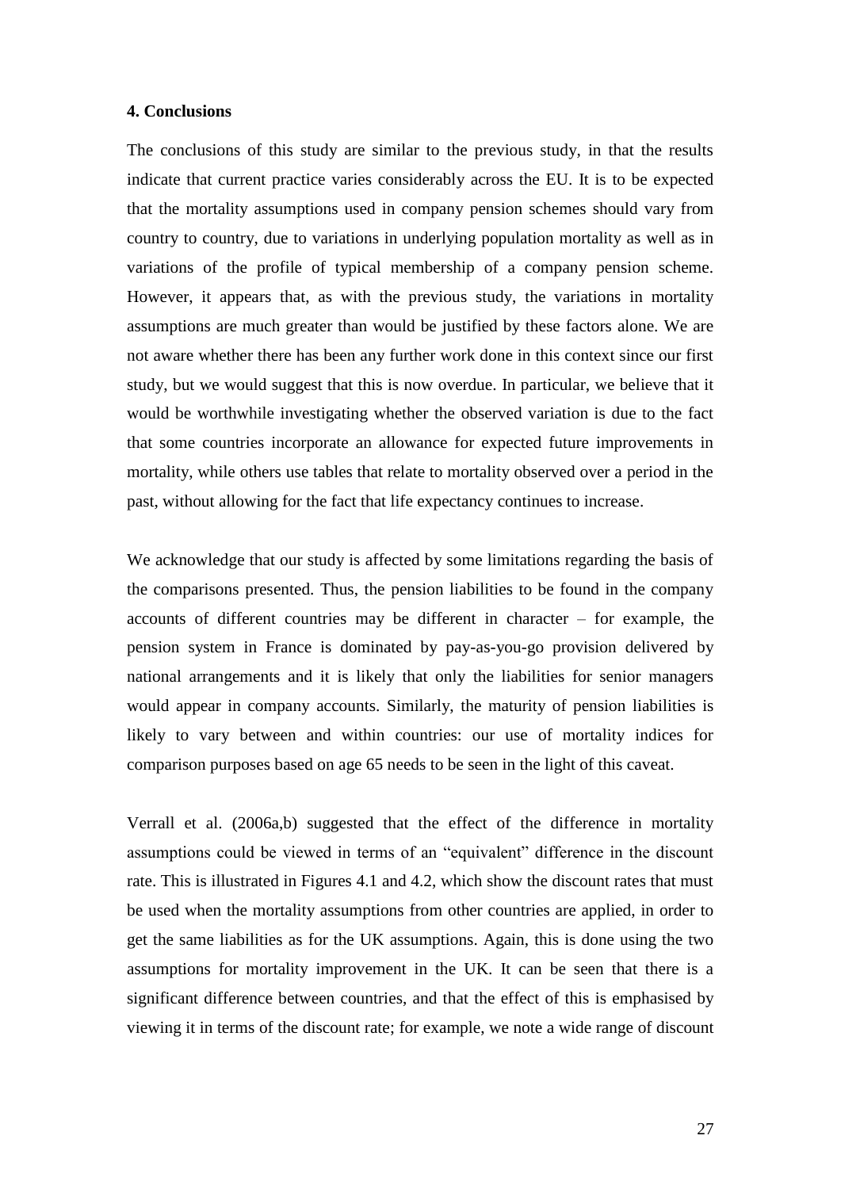## 4. Conclusions

The conclusions of this study are similar to the previous study, in that the results indicate that current practice varies considerably across the EU. It is to be expected that the mortality assumptions used in company pension schemes should vary from country to country, due to variations in underlying population mortality as well as in variations of the profile of typical membership of a company pension scheme. However, it appears that, as with the previous study, the variations in mortality assumptions are much greater than would be justified by these factors alone. We are not aware whether there has been any further work done in this context since our first study, but we would suggest that this is now overdue. In particular, we believe that it would be worthwhile investigating whether the observed variation is due to the fact that some countries incorporate an allowance for expected future improvements in mortality, while others use tables that relate to mortality observed over a period in the past, without allowing for the fact that life expectancy continues to increase.

We acknowledge that our study is affected by some limitations regarding the basis of the comparisons presented. Thus, the pension liabilities to be found in the company accounts of different countries may be different in character – for example, the pension system in France is dominated by pay-as-you-go provision delivered by national arrangements and it is likely that only the liabilities for senior managers would appear in company accounts. Similarly, the maturity of pension liabilities is likely to vary between and within countries: our use of mortality indices for comparison purposes based on age 65 needs to be seen in the light of this caveat.

Verrall et al. (2006a,b) suggested that the effect of the difference in mortality assumptions could be viewed in terms of an "equivalent" difference in the discount rate. This is illustrated in Figures 4.1 and 4.2, which show the discount rates that must be used when the mortality assumptions from other countries are applied, in order to get the same liabilities as for the UK assumptions. Again, this is done using the two assumptions for mortality improvement in the UK. It can be seen that there is a significant difference between countries, and that the effect of this is emphasised by viewing it in terms of the discount rate; for example, we note a wide range of discount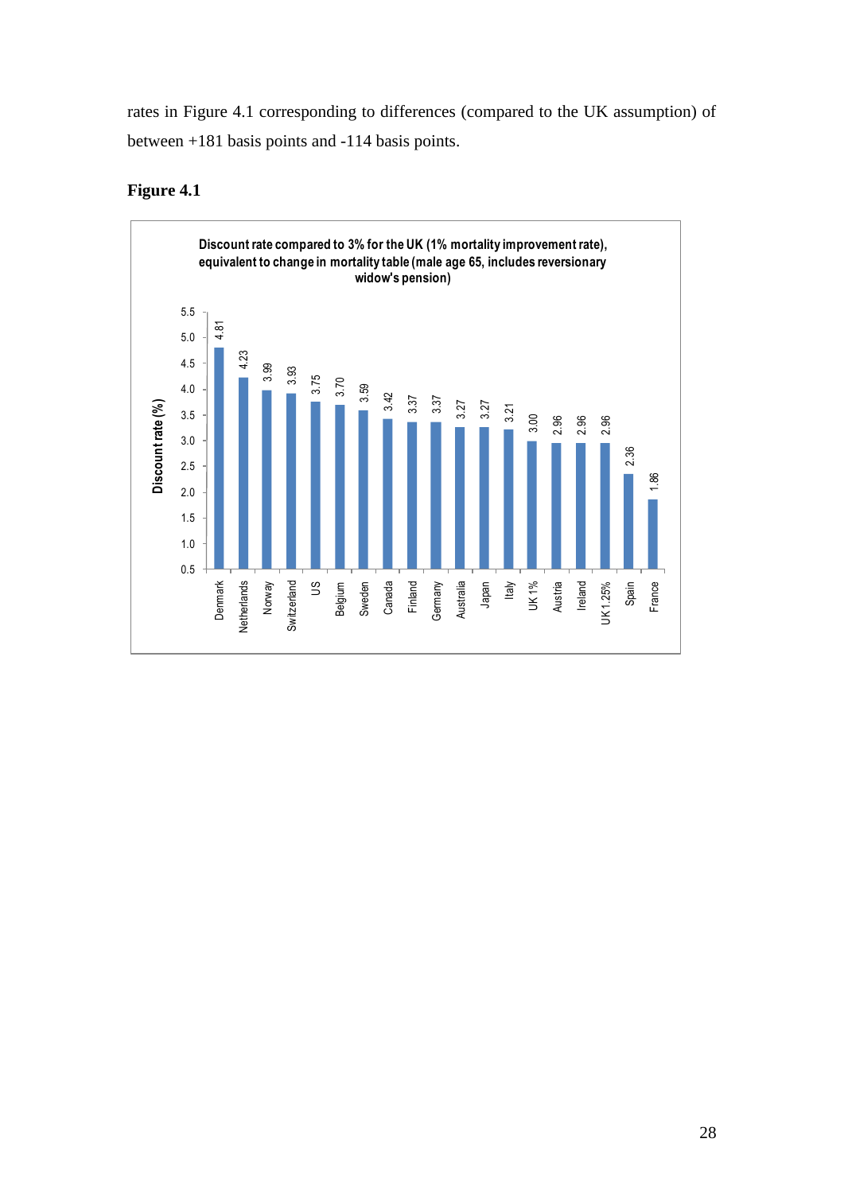rates in Figure 4.1 corresponding to differences (compared to the UK assumption) of between +181 basis points and -114 basis points.

**Figure 4.1**

**Discount rate compared to 3% for the UK (1% mortality improvement rate), equivalent to change in mortality table (male age 65, includes reversionary widow's pension)**

| Country | Discount rate (%) |
|---|---|
| Denmark | 4.81 |
| Netherlands | 4.23 |
| Norway | 3.99 |
| Switzerland | 3.93 |
| US | 3.75 |
| Belgium | 3.70 |
| Sweden | 3.59 |
| Canada | 3.42 |
| Finland | 3.37 |
| Germany | 3.37 |
| Australia | 3.27 |
| Japan | 3.27 |
| Italy | 3.21 |
| UK 1% | 3.00 |
| Austria | 2.96 |
| Ireland | 2.96 |
| UK 1.25% | 2.96 |
| Spain | 2.36 |
| France | 1.86 |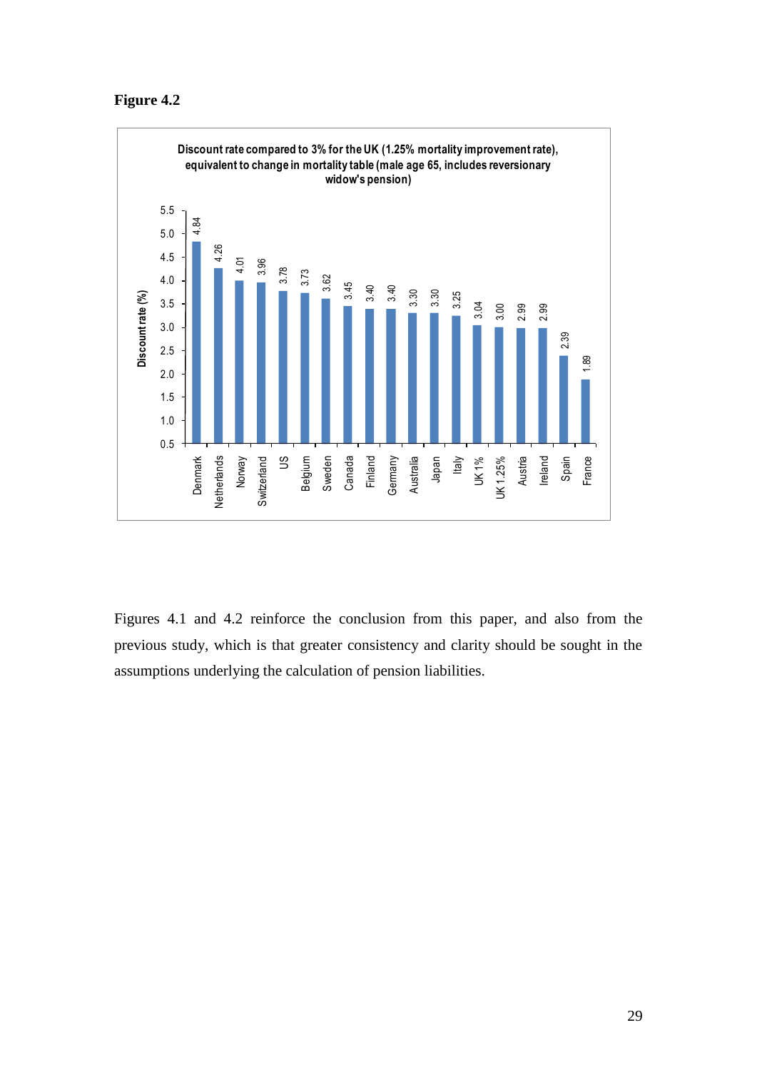**Figure 4.2**

| Country | Discount rate (%) |
|---|---|
| Denmark | 4.84 |
| Netherlands | 4.26 |
| Norway | 4.01 |
| Switzerland | 3.96 |
| US | 3.78 |
| Belgium | 3.73 |
| Sweden | 3.62 |
| Canada | 3.45 |
| Finland | 3.40 |
| Germany | 3.40 |
| Australia | 3.30 |
| Japan | 3.30 |
| Italy | 3.25 |
| UK 1% | 3.04 |
| UK 1.25% | 3.00 |
| Austria | 2.99 |
| Ireland | 2.99 |
| Spain | 2.39 |
| France | 1.89 |

Discount rate compared to 3% for the UK (1.25% mortality improvement rate), equivalent to change in mortality table (male age 65, includes reversionary widow's pension)

Figures 4.1 and 4.2 reinforce the conclusion from this paper, and also from the previous study, which is that greater consistency and clarity should be sought in the assumptions underlying the calculation of pension liabilities.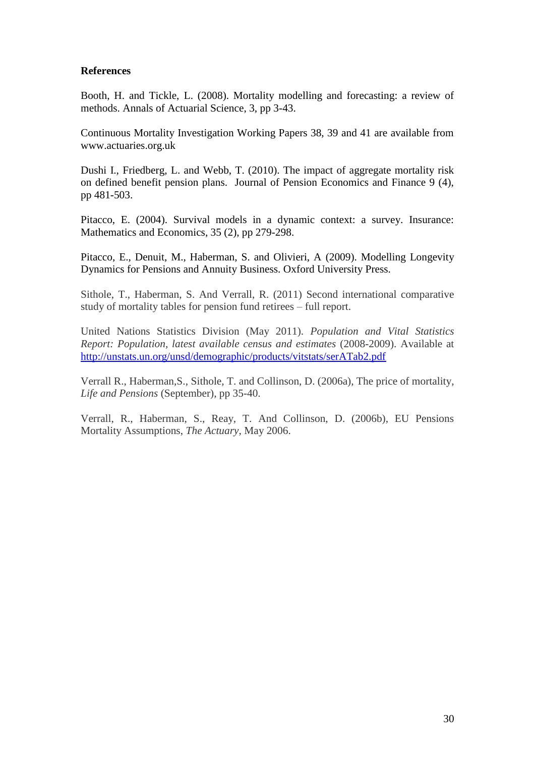**References**

Booth, H. and Tickle, L. (2008). Mortality modelling and forecasting: a review of methods. Annals of Actuarial Science, 3, pp 3-43.

Continuous Mortality Investigation Working Papers 38, 39 and 41 are available from www.actuaries.org.uk

Dushi I., Friedberg, L. and Webb, T. (2010). The impact of aggregate mortality risk on defined benefit pension plans. Journal of Pension Economics and Finance 9 (4), pp 481-503.

Pitacco, E. (2004). Survival models in a dynamic context: a survey. Insurance: Mathematics and Economics, 35 (2), pp 279-298.

Pitacco, E., Denuit, M., Haberman, S. and Olivieri, A (2009). Modelling Longevity Dynamics for Pensions and Annuity Business. Oxford University Press.

Sithole, T., Haberman, S. And Verrall, R. (2011) Second international comparative study of mortality tables for pension fund retirees – full report.

United Nations Statistics Division (May 2011). *Population and Vital Statistics Report: Population, latest available census and estimates* (2008-2009). Available at http://unstats.un.org/unsd/demographic/products/vitstats/serATab2.pdf

Verrall R., Haberman,S., Sithole, T. and Collinson, D. (2006a), The price of mortality, *Life and Pensions* (September), pp 35-40.

Verrall, R., Haberman, S., Reay, T. And Collinson, D. (2006b), EU Pensions Mortality Assumptions, *The Actuary*, May 2006.